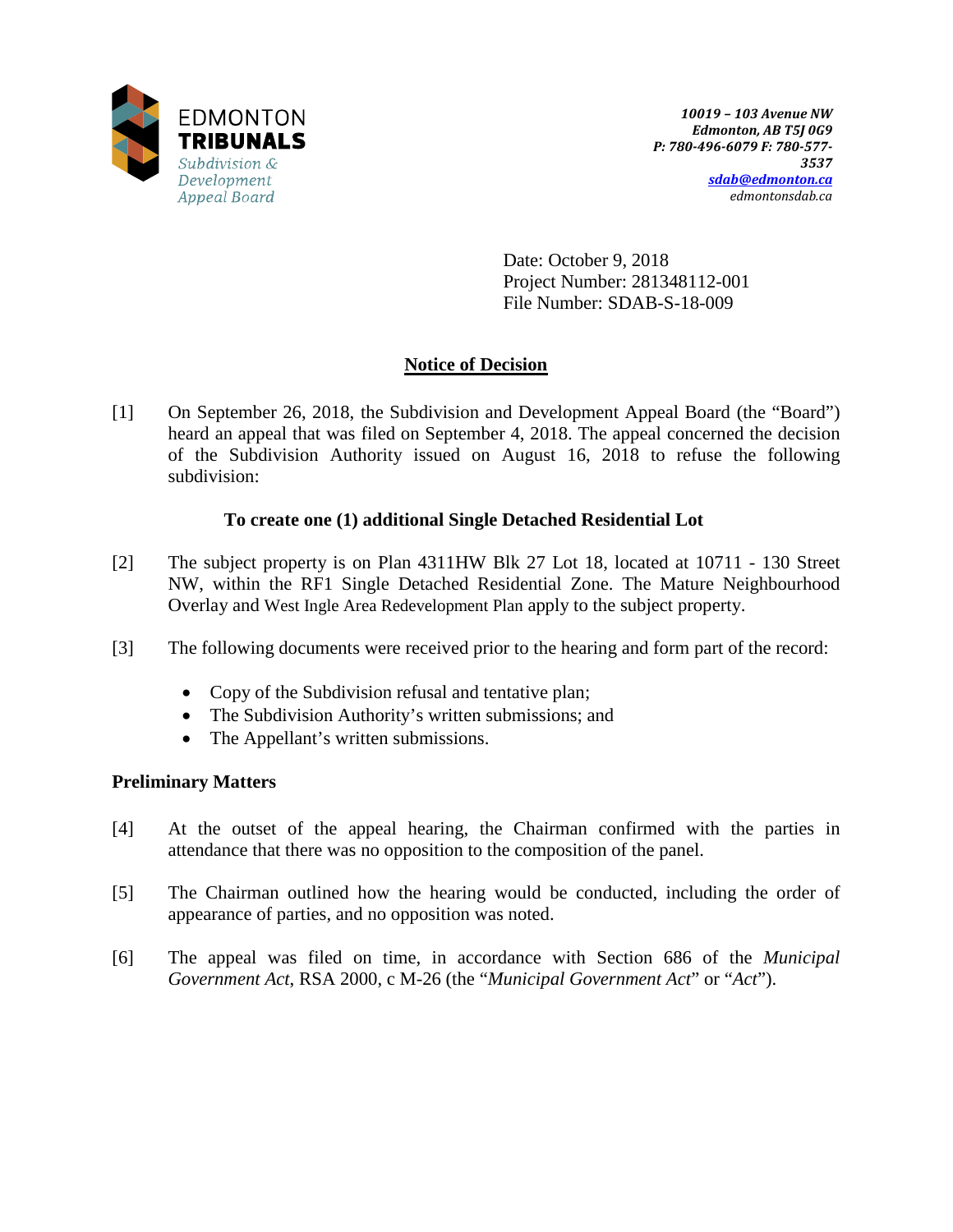EDMONTON
**TRIBUNALS**
*Subdivision & Development Appeal Board*

***10019 – 103 Avenue NW***
***Edmonton, AB T5J 0G9***
***P: 780-496-6079 F: 780-577-3537***
***sdab@edmonton.ca***
*edmontonsdab.ca*

Date: October 9, 2018
Project Number: 281348112-001
File Number: SDAB-S-18-009

## Notice of Decision

[1] On September 26, 2018, the Subdivision and Development Appeal Board (the "Board") heard an appeal that was filed on September 4, 2018. The appeal concerned the decision of the Subdivision Authority issued on August 16, 2018 to refuse the following subdivision:

**To create one (1) additional Single Detached Residential Lot**

[2] The subject property is on Plan 4311HW Blk 27 Lot 18, located at 10711 - 130 Street NW, within the RF1 Single Detached Residential Zone. The Mature Neighbourhood Overlay and West Ingle Area Redevelopment Plan apply to the subject property.

[3] The following documents were received prior to the hearing and form part of the record:

- Copy of the Subdivision refusal and tentative plan;
- The Subdivision Authority's written submissions; and
- The Appellant's written submissions.

### Preliminary Matters

[4] At the outset of the appeal hearing, the Chairman confirmed with the parties in attendance that there was no opposition to the composition of the panel.

[5] The Chairman outlined how the hearing would be conducted, including the order of appearance of parties, and no opposition was noted.

[6] The appeal was filed on time, in accordance with Section 686 of the *Municipal Government Act*, RSA 2000, c M-26 (the "*Municipal Government Act*" or "*Act*").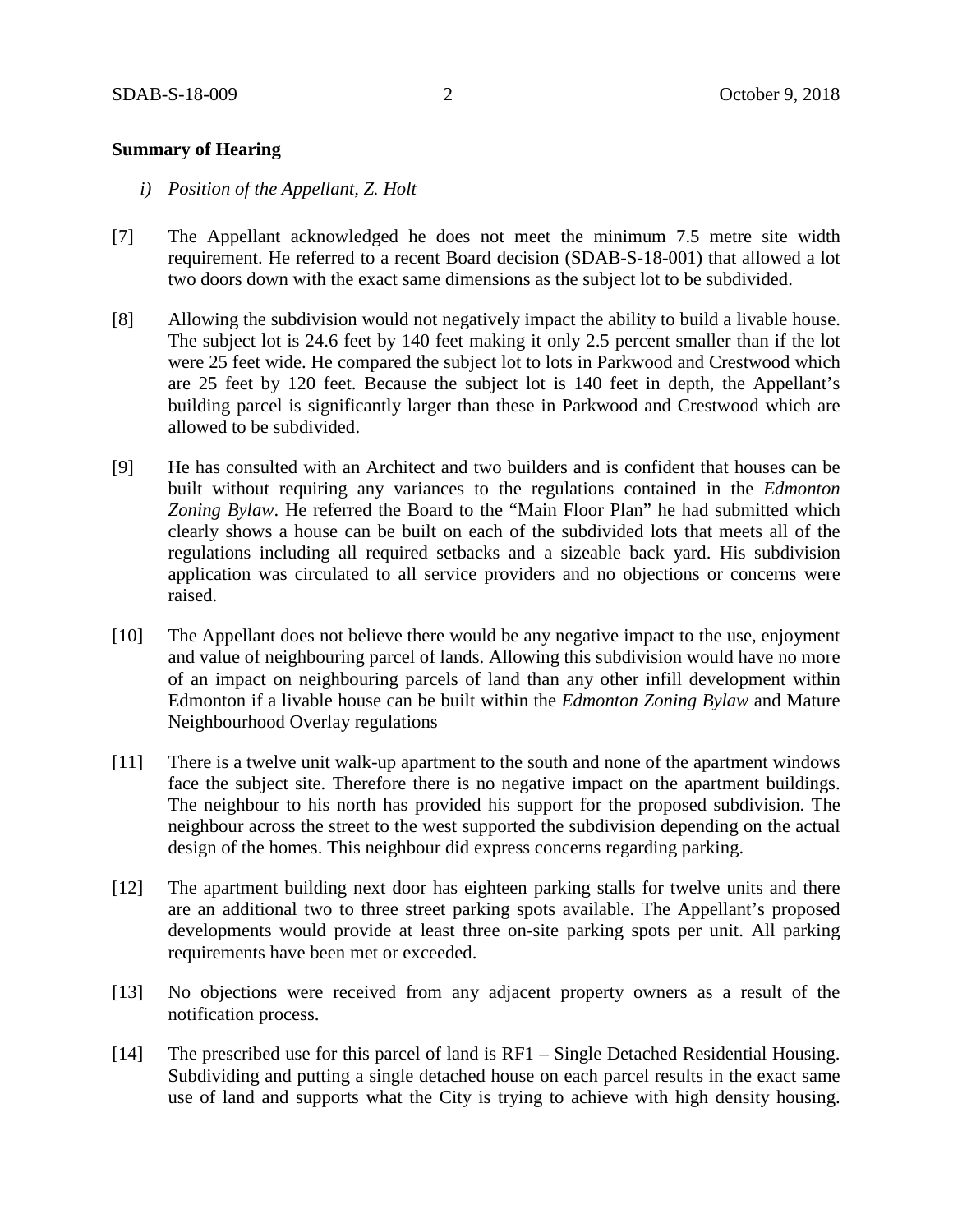**Summary of Hearing**

*i) Position of the Appellant, Z. Holt*

[7] The Appellant acknowledged he does not meet the minimum 7.5 metre site width requirement. He referred to a recent Board decision (SDAB-S-18-001) that allowed a lot two doors down with the exact same dimensions as the subject lot to be subdivided.

[8] Allowing the subdivision would not negatively impact the ability to build a livable house. The subject lot is 24.6 feet by 140 feet making it only 2.5 percent smaller than if the lot were 25 feet wide. He compared the subject lot to lots in Parkwood and Crestwood which are 25 feet by 120 feet. Because the subject lot is 140 feet in depth, the Appellant's building parcel is significantly larger than these in Parkwood and Crestwood which are allowed to be subdivided.

[9] He has consulted with an Architect and two builders and is confident that houses can be built without requiring any variances to the regulations contained in the *Edmonton Zoning Bylaw*. He referred the Board to the "Main Floor Plan" he had submitted which clearly shows a house can be built on each of the subdivided lots that meets all of the regulations including all required setbacks and a sizeable back yard. His subdivision application was circulated to all service providers and no objections or concerns were raised.

[10] The Appellant does not believe there would be any negative impact to the use, enjoyment and value of neighbouring parcel of lands. Allowing this subdivision would have no more of an impact on neighbouring parcels of land than any other infill development within Edmonton if a livable house can be built within the *Edmonton Zoning Bylaw* and Mature Neighbourhood Overlay regulations

[11] There is a twelve unit walk-up apartment to the south and none of the apartment windows face the subject site. Therefore there is no negative impact on the apartment buildings. The neighbour to his north has provided his support for the proposed subdivision. The neighbour across the street to the west supported the subdivision depending on the actual design of the homes. This neighbour did express concerns regarding parking.

[12] The apartment building next door has eighteen parking stalls for twelve units and there are an additional two to three street parking spots available. The Appellant's proposed developments would provide at least three on-site parking spots per unit. All parking requirements have been met or exceeded.

[13] No objections were received from any adjacent property owners as a result of the notification process.

[14] The prescribed use for this parcel of land is RF1 – Single Detached Residential Housing. Subdividing and putting a single detached house on each parcel results in the exact same use of land and supports what the City is trying to achieve with high density housing.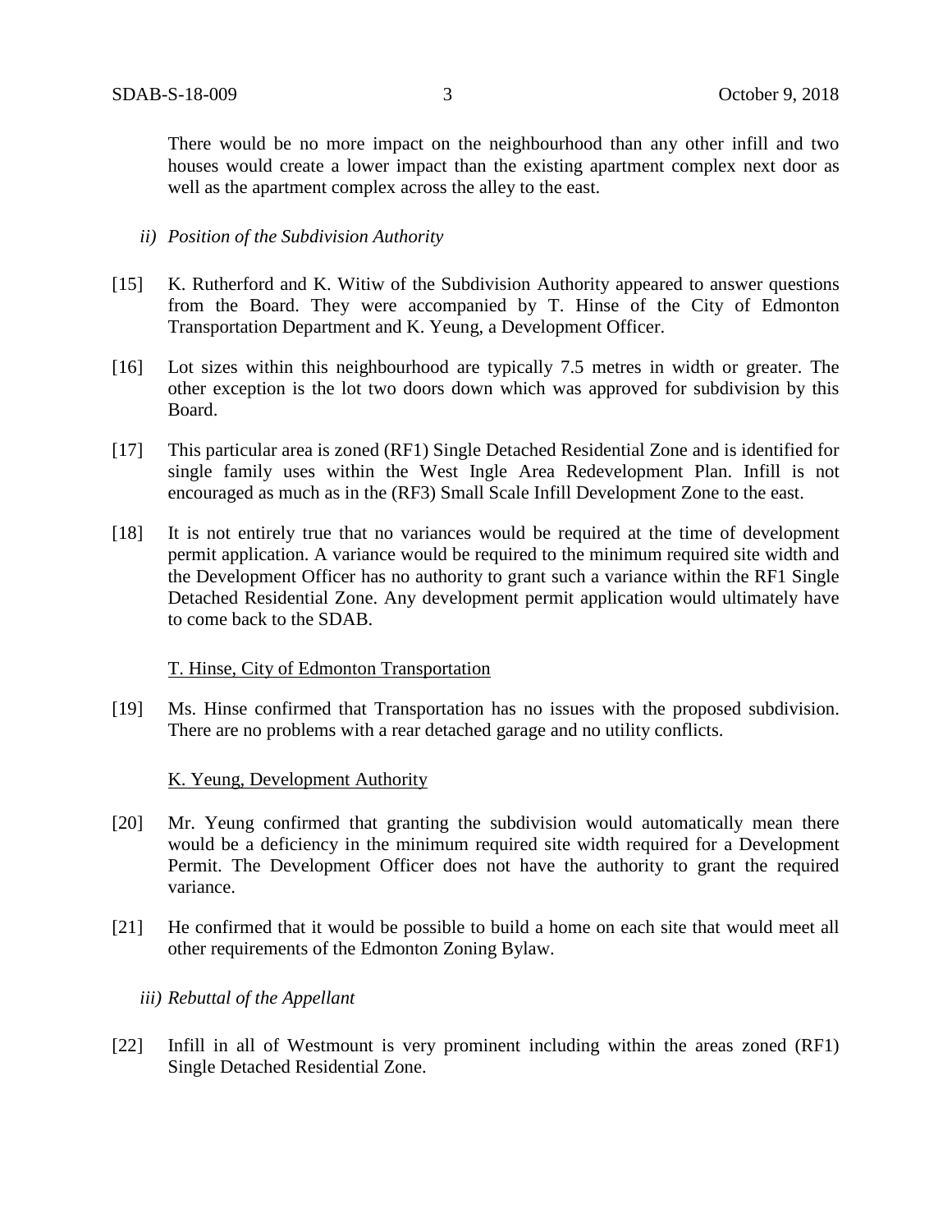There would be no more impact on the neighbourhood than any other infill and two houses would create a lower impact than the existing apartment complex next door as well as the apartment complex across the alley to the east.

*ii) Position of the Subdivision Authority*

[15] K. Rutherford and K. Witiw of the Subdivision Authority appeared to answer questions from the Board. They were accompanied by T. Hinse of the City of Edmonton Transportation Department and K. Yeung, a Development Officer.

[16] Lot sizes within this neighbourhood are typically 7.5 metres in width or greater. The other exception is the lot two doors down which was approved for subdivision by this Board.

[17] This particular area is zoned (RF1) Single Detached Residential Zone and is identified for single family uses within the West Ingle Area Redevelopment Plan. Infill is not encouraged as much as in the (RF3) Small Scale Infill Development Zone to the east.

[18] It is not entirely true that no variances would be required at the time of development permit application. A variance would be required to the minimum required site width and the Development Officer has no authority to grant such a variance within the RF1 Single Detached Residential Zone. Any development permit application would ultimately have to come back to the SDAB.

T. Hinse, City of Edmonton Transportation

[19] Ms. Hinse confirmed that Transportation has no issues with the proposed subdivision. There are no problems with a rear detached garage and no utility conflicts.

K. Yeung, Development Authority

[20] Mr. Yeung confirmed that granting the subdivision would automatically mean there would be a deficiency in the minimum required site width required for a Development Permit. The Development Officer does not have the authority to grant the required variance.

[21] He confirmed that it would be possible to build a home on each site that would meet all other requirements of the Edmonton Zoning Bylaw.

*iii) Rebuttal of the Appellant*

[22] Infill in all of Westmount is very prominent including within the areas zoned (RF1) Single Detached Residential Zone.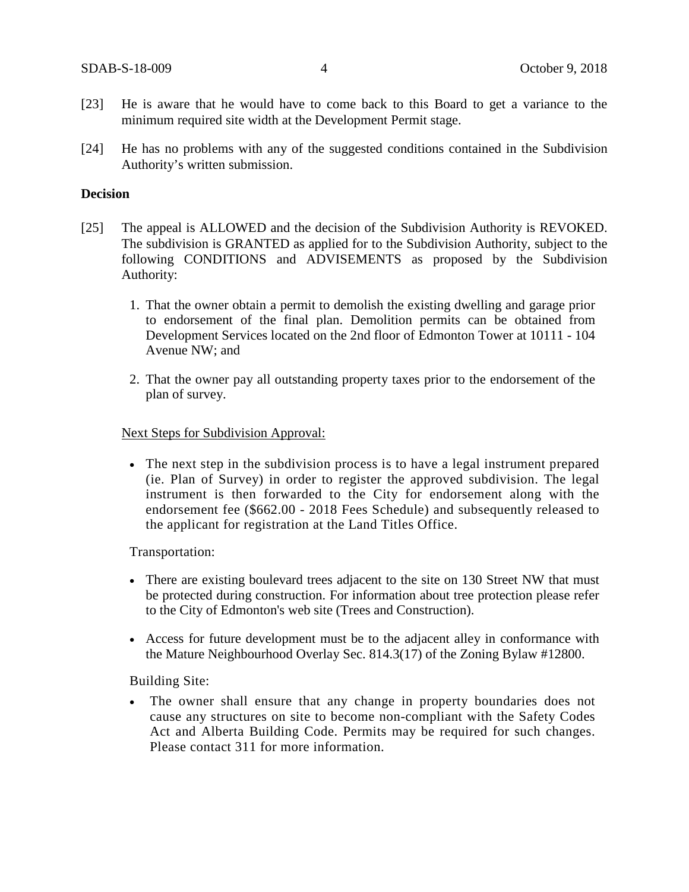[23] He is aware that he would have to come back to this Board to get a variance to the minimum required site width at the Development Permit stage.

[24] He has no problems with any of the suggested conditions contained in the Subdivision Authority's written submission.

**Decision**

[25] The appeal is ALLOWED and the decision of the Subdivision Authority is REVOKED. The subdivision is GRANTED as applied for to the Subdivision Authority, subject to the following CONDITIONS and ADVISEMENTS as proposed by the Subdivision Authority:

1. That the owner obtain a permit to demolish the existing dwelling and garage prior to endorsement of the final plan. Demolition permits can be obtained from Development Services located on the 2nd floor of Edmonton Tower at 10111 - 104 Avenue NW; and

2. That the owner pay all outstanding property taxes prior to the endorsement of the plan of survey.

<u>Next Steps for Subdivision Approval:</u>

- The next step in the subdivision process is to have a legal instrument prepared (ie. Plan of Survey) in order to register the approved subdivision. The legal instrument is then forwarded to the City for endorsement along with the endorsement fee ($662.00 - 2018 Fees Schedule) and subsequently released to the applicant for registration at the Land Titles Office.

Transportation:

- There are existing boulevard trees adjacent to the site on 130 Street NW that must be protected during construction. For information about tree protection please refer to the City of Edmonton's web site (Trees and Construction).

- Access for future development must be to the adjacent alley in conformance with the Mature Neighbourhood Overlay Sec. 814.3(17) of the Zoning Bylaw #12800.

Building Site:

- The owner shall ensure that any change in property boundaries does not cause any structures on site to become non-compliant with the Safety Codes Act and Alberta Building Code. Permits may be required for such changes. Please contact 311 for more information.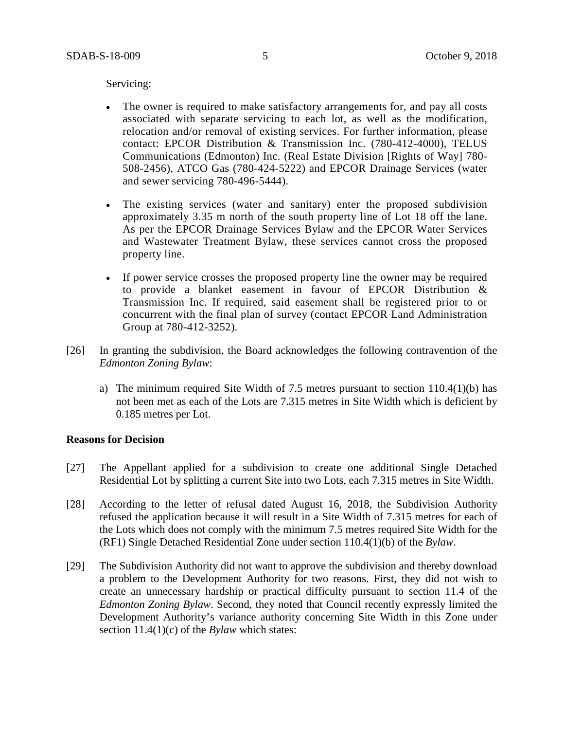Servicing:

- The owner is required to make satisfactory arrangements for, and pay all costs associated with separate servicing to each lot, as well as the modification, relocation and/or removal of existing services. For further information, please contact: EPCOR Distribution & Transmission Inc. (780-412-4000), TELUS Communications (Edmonton) Inc. (Real Estate Division [Rights of Way] 780-508-2456), ATCO Gas (780-424-5222) and EPCOR Drainage Services (water and sewer servicing 780-496-5444).

- The existing services (water and sanitary) enter the proposed subdivision approximately 3.35 m north of the south property line of Lot 18 off the lane. As per the EPCOR Drainage Services Bylaw and the EPCOR Water Services and Wastewater Treatment Bylaw, these services cannot cross the proposed property line.

- If power service crosses the proposed property line the owner may be required to provide a blanket easement in favour of EPCOR Distribution & Transmission Inc. If required, said easement shall be registered prior to or concurrent with the final plan of survey (contact EPCOR Land Administration Group at 780-412-3252).

[26] In granting the subdivision, the Board acknowledges the following contravention of the *Edmonton Zoning Bylaw*:

a) The minimum required Site Width of 7.5 metres pursuant to section 110.4(1)(b) has not been met as each of the Lots are 7.315 metres in Site Width which is deficient by 0.185 metres per Lot.

**Reasons for Decision**

[27] The Appellant applied for a subdivision to create one additional Single Detached Residential Lot by splitting a current Site into two Lots, each 7.315 metres in Site Width.

[28] According to the letter of refusal dated August 16, 2018, the Subdivision Authority refused the application because it will result in a Site Width of 7.315 metres for each of the Lots which does not comply with the minimum 7.5 metres required Site Width for the (RF1) Single Detached Residential Zone under section 110.4(1)(b) of the *Bylaw*.

[29] The Subdivision Authority did not want to approve the subdivision and thereby download a problem to the Development Authority for two reasons. First, they did not wish to create an unnecessary hardship or practical difficulty pursuant to section 11.4 of the *Edmonton Zoning Bylaw*. Second, they noted that Council recently expressly limited the Development Authority's variance authority concerning Site Width in this Zone under section 11.4(1)(c) of the *Bylaw* which states: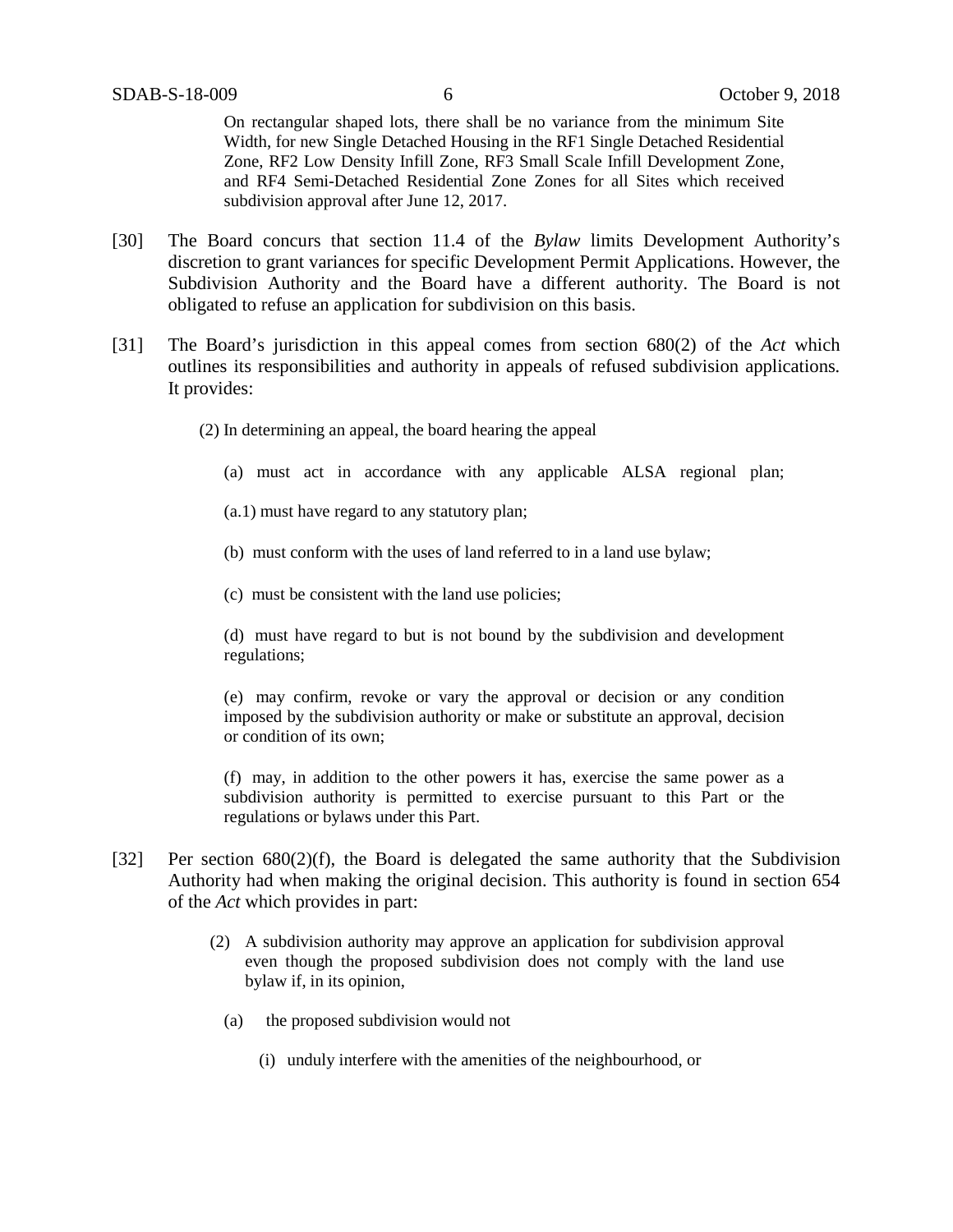> On rectangular shaped lots, there shall be no variance from the minimum Site Width, for new Single Detached Housing in the RF1 Single Detached Residential Zone, RF2 Low Density Infill Zone, RF3 Small Scale Infill Development Zone, and RF4 Semi-Detached Residential Zone Zones for all Sites which received subdivision approval after June 12, 2017.

[30] The Board concurs that section 11.4 of the *Bylaw* limits Development Authority's discretion to grant variances for specific Development Permit Applications. However, the Subdivision Authority and the Board have a different authority. The Board is not obligated to refuse an application for subdivision on this basis.

[31] The Board's jurisdiction in this appeal comes from section 680(2) of the *Act* which outlines its responsibilities and authority in appeals of refused subdivision applications. It provides:

> (2) In determining an appeal, the board hearing the appeal
>
> (a) must act in accordance with any applicable ALSA regional plan;
>
> (a.1) must have regard to any statutory plan;
>
> (b) must conform with the uses of land referred to in a land use bylaw;
>
> (c) must be consistent with the land use policies;
>
> (d) must have regard to but is not bound by the subdivision and development regulations;
>
> (e) may confirm, revoke or vary the approval or decision or any condition imposed by the subdivision authority or make or substitute an approval, decision or condition of its own;
>
> (f) may, in addition to the other powers it has, exercise the same power as a subdivision authority is permitted to exercise pursuant to this Part or the regulations or bylaws under this Part.

[32] Per section 680(2)(f), the Board is delegated the same authority that the Subdivision Authority had when making the original decision. This authority is found in section 654 of the *Act* which provides in part:

> (2) A subdivision authority may approve an application for subdivision approval even though the proposed subdivision does not comply with the land use bylaw if, in its opinion,
>
> (a) the proposed subdivision would not
>
> (i) unduly interfere with the amenities of the neighbourhood, or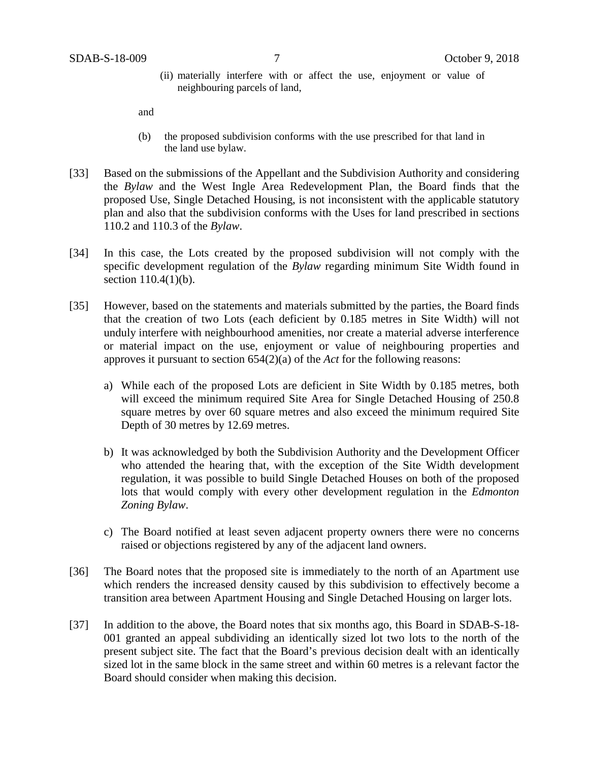(ii) materially interfere with or affect the use, enjoyment or value of neighbouring parcels of land,

and

(b) the proposed subdivision conforms with the use prescribed for that land in the land use bylaw.

[33] Based on the submissions of the Appellant and the Subdivision Authority and considering the *Bylaw* and the West Ingle Area Redevelopment Plan, the Board finds that the proposed Use, Single Detached Housing, is not inconsistent with the applicable statutory plan and also that the subdivision conforms with the Uses for land prescribed in sections 110.2 and 110.3 of the *Bylaw*.

[34] In this case, the Lots created by the proposed subdivision will not comply with the specific development regulation of the *Bylaw* regarding minimum Site Width found in section 110.4(1)(b).

[35] However, based on the statements and materials submitted by the parties, the Board finds that the creation of two Lots (each deficient by 0.185 metres in Site Width) will not unduly interfere with neighbourhood amenities, nor create a material adverse interference or material impact on the use, enjoyment or value of neighbouring properties and approves it pursuant to section 654(2)(a) of the *Act* for the following reasons:

a) While each of the proposed Lots are deficient in Site Width by 0.185 metres, both will exceed the minimum required Site Area for Single Detached Housing of 250.8 square metres by over 60 square metres and also exceed the minimum required Site Depth of 30 metres by 12.69 metres.

b) It was acknowledged by both the Subdivision Authority and the Development Officer who attended the hearing that, with the exception of the Site Width development regulation, it was possible to build Single Detached Houses on both of the proposed lots that would comply with every other development regulation in the *Edmonton Zoning Bylaw*.

c) The Board notified at least seven adjacent property owners there were no concerns raised or objections registered by any of the adjacent land owners.

[36] The Board notes that the proposed site is immediately to the north of an Apartment use which renders the increased density caused by this subdivision to effectively become a transition area between Apartment Housing and Single Detached Housing on larger lots.

[37] In addition to the above, the Board notes that six months ago, this Board in SDAB-S-18-001 granted an appeal subdividing an identically sized lot two lots to the north of the present subject site. The fact that the Board's previous decision dealt with an identically sized lot in the same block in the same street and within 60 metres is a relevant factor the Board should consider when making this decision.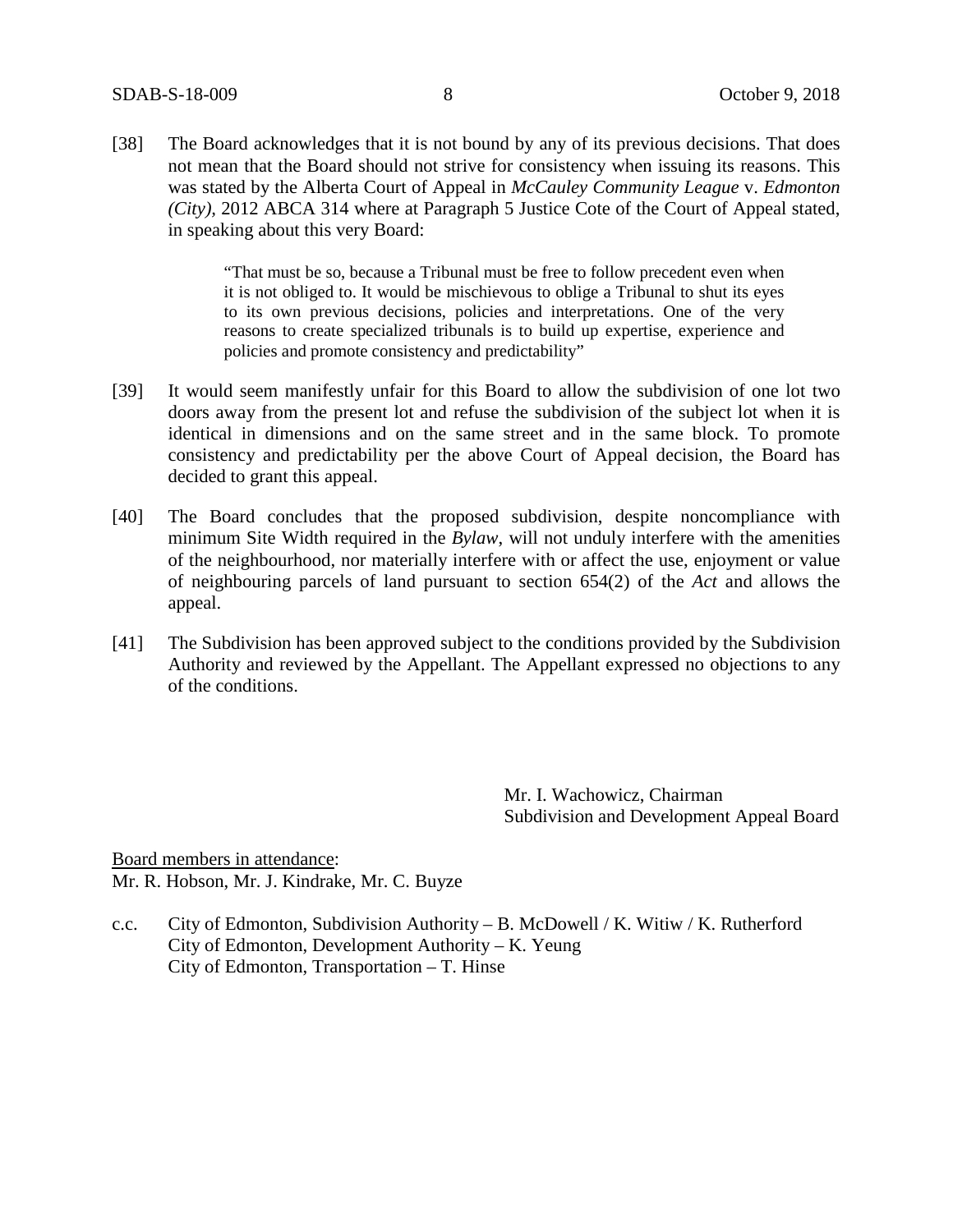[38] The Board acknowledges that it is not bound by any of its previous decisions. That does not mean that the Board should not strive for consistency when issuing its reasons. This was stated by the Alberta Court of Appeal in *McCauley Community League* v. *Edmonton (City)*, 2012 ABCA 314 where at Paragraph 5 Justice Cote of the Court of Appeal stated, in speaking about this very Board:

> "That must be so, because a Tribunal must be free to follow precedent even when it is not obliged to. It would be mischievous to oblige a Tribunal to shut its eyes to its own previous decisions, policies and interpretations. One of the very reasons to create specialized tribunals is to build up expertise, experience and policies and promote consistency and predictability"

[39] It would seem manifestly unfair for this Board to allow the subdivision of one lot two doors away from the present lot and refuse the subdivision of the subject lot when it is identical in dimensions and on the same street and in the same block. To promote consistency and predictability per the above Court of Appeal decision, the Board has decided to grant this appeal.

[40] The Board concludes that the proposed subdivision, despite noncompliance with minimum Site Width required in the *Bylaw*, will not unduly interfere with the amenities of the neighbourhood, nor materially interfere with or affect the use, enjoyment or value of neighbouring parcels of land pursuant to section 654(2) of the *Act* and allows the appeal.

[41] The Subdivision has been approved subject to the conditions provided by the Subdivision Authority and reviewed by the Appellant. The Appellant expressed no objections to any of the conditions.

Mr. I. Wachowicz, Chairman
Subdivision and Development Appeal Board

Board members in attendance:
Mr. R. Hobson, Mr. J. Kindrake, Mr. C. Buyze

c.c. City of Edmonton, Subdivision Authority – B. McDowell / K. Witiw / K. Rutherford
City of Edmonton, Development Authority – K. Yeung
City of Edmonton, Transportation – T. Hinse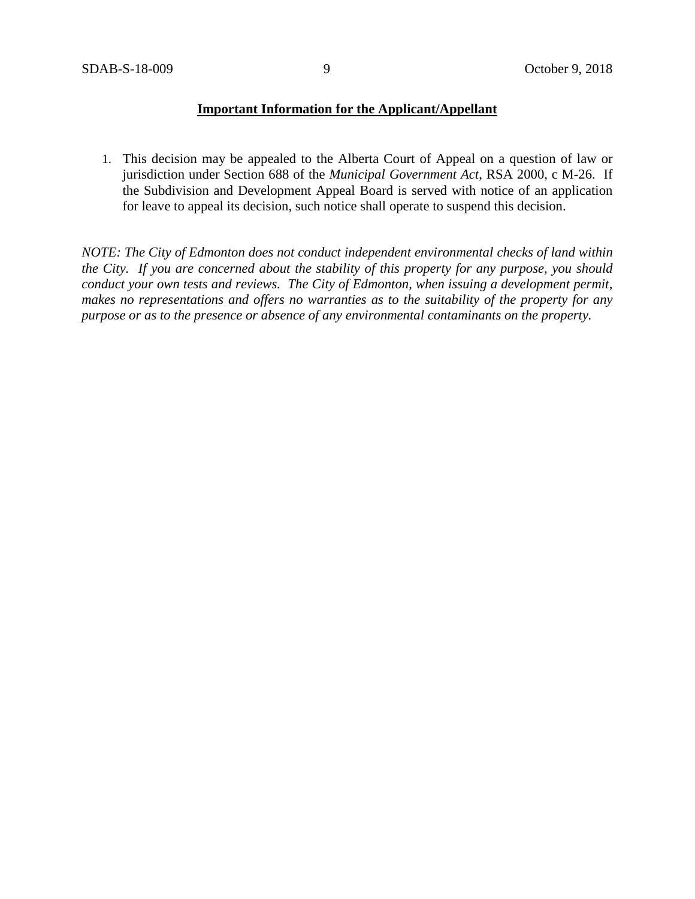**Important Information for the Applicant/Appellant**

1. This decision may be appealed to the Alberta Court of Appeal on a question of law or jurisdiction under Section 688 of the *Municipal Government Act*, RSA 2000, c M-26. If the Subdivision and Development Appeal Board is served with notice of an application for leave to appeal its decision, such notice shall operate to suspend this decision.

*NOTE: The City of Edmonton does not conduct independent environmental checks of land within the City. If you are concerned about the stability of this property for any purpose, you should conduct your own tests and reviews. The City of Edmonton, when issuing a development permit, makes no representations and offers no warranties as to the suitability of the property for any purpose or as to the presence or absence of any environmental contaminants on the property.*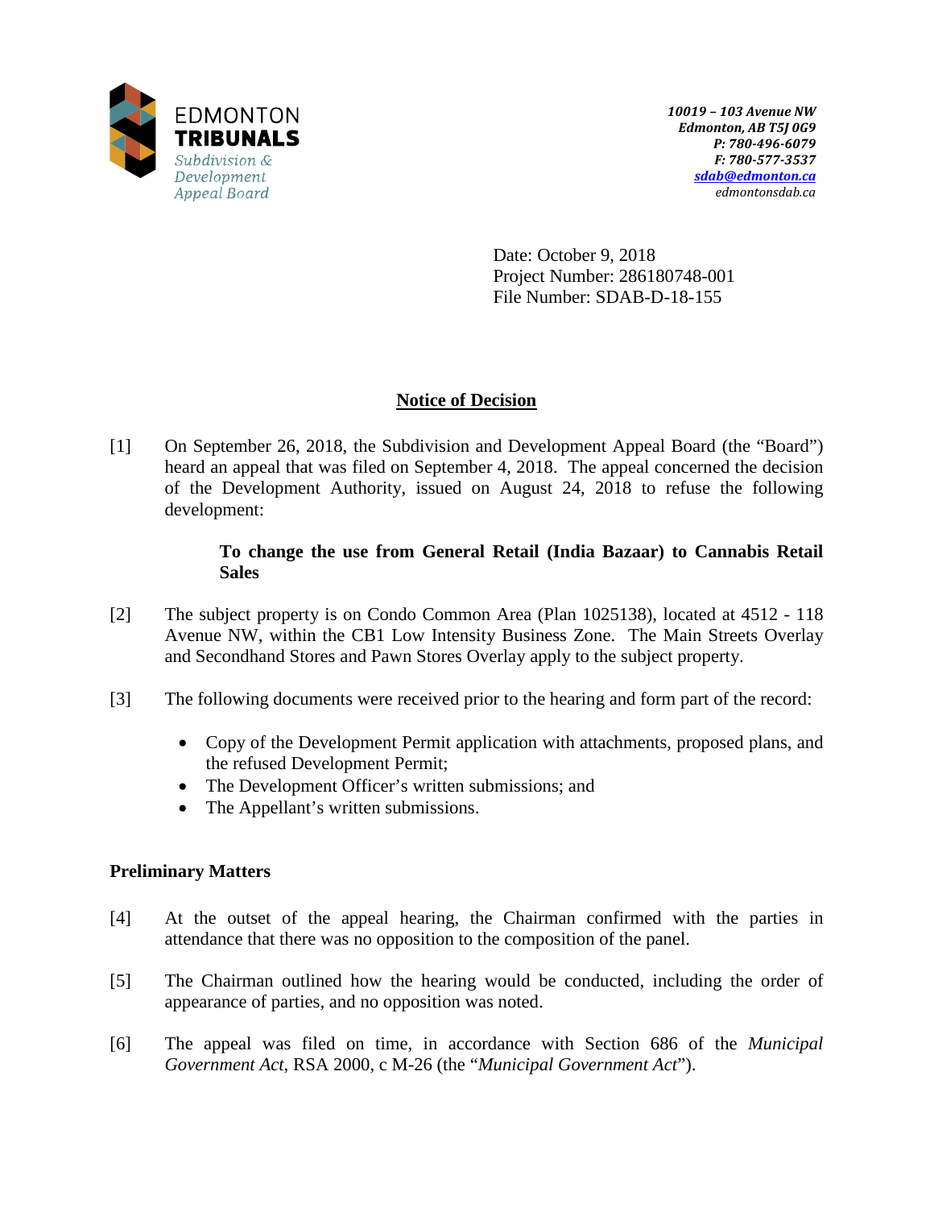EDMONTON
**TRIBUNALS**
*Subdivision & Development Appeal Board*

***10019 – 103 Avenue NW***
***Edmonton, AB T5J 0G9***
***P: 780-496-6079***
***F: 780-577-3537***
***sdab@edmonton.ca***
*edmontonsdab.ca*

Date: October 9, 2018
Project Number: 286180748-001
File Number: SDAB-D-18-155

## Notice of Decision

[1] On September 26, 2018, the Subdivision and Development Appeal Board (the "Board") heard an appeal that was filed on September 4, 2018. The appeal concerned the decision of the Development Authority, issued on August 24, 2018 to refuse the following development:

> **To change the use from General Retail (India Bazaar) to Cannabis Retail Sales**

[2] The subject property is on Condo Common Area (Plan 1025138), located at 4512 - 118 Avenue NW, within the CB1 Low Intensity Business Zone. The Main Streets Overlay and Secondhand Stores and Pawn Stores Overlay apply to the subject property.

[3] The following documents were received prior to the hearing and form part of the record:

- Copy of the Development Permit application with attachments, proposed plans, and the refused Development Permit;
- The Development Officer's written submissions; and
- The Appellant's written submissions.

### Preliminary Matters

[4] At the outset of the appeal hearing, the Chairman confirmed with the parties in attendance that there was no opposition to the composition of the panel.

[5] The Chairman outlined how the hearing would be conducted, including the order of appearance of parties, and no opposition was noted.

[6] The appeal was filed on time, in accordance with Section 686 of the *Municipal Government Act*, RSA 2000, c M-26 (the "*Municipal Government Act*").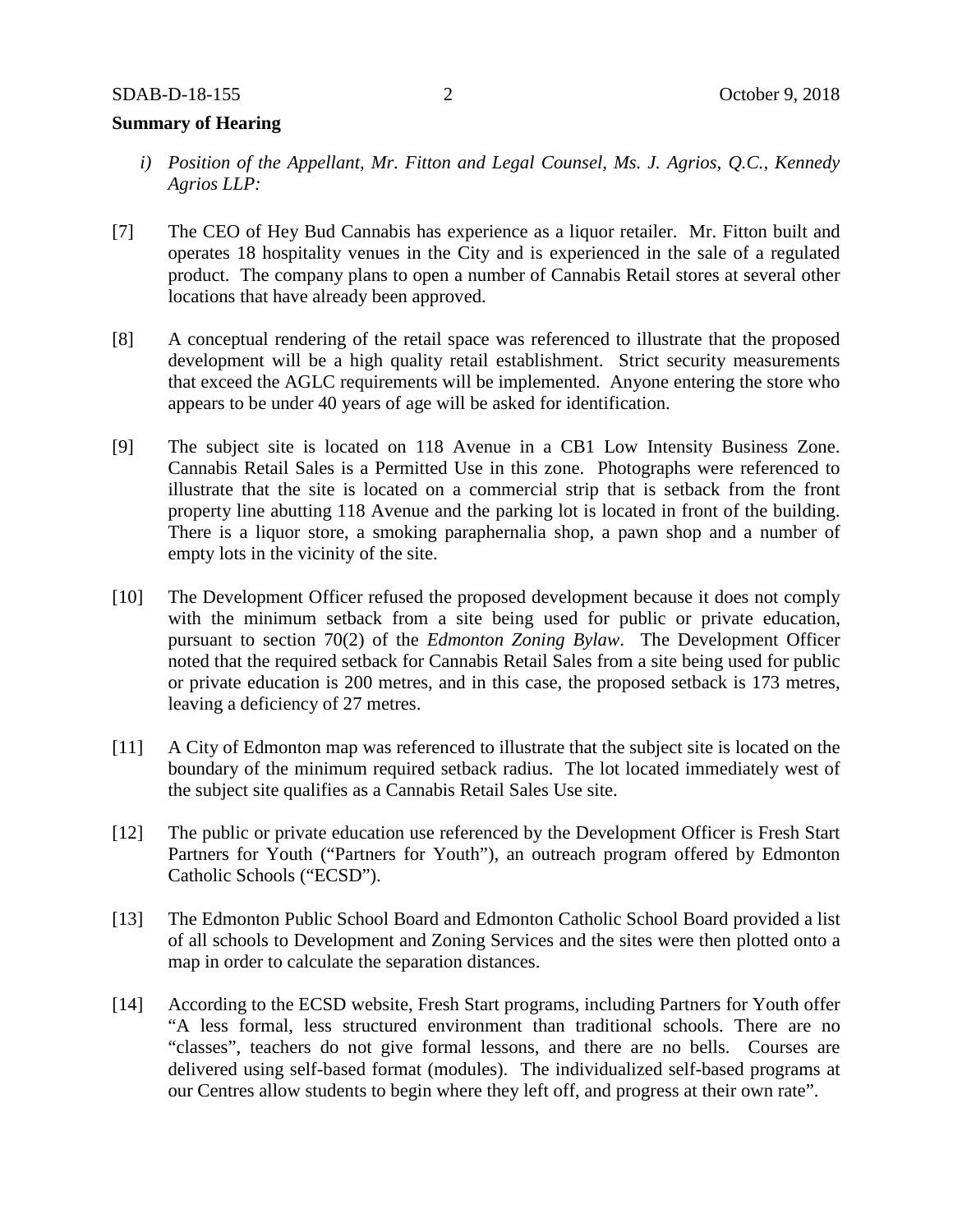**Summary of Hearing**

*i) Position of the Appellant, Mr. Fitton and Legal Counsel, Ms. J. Agrios, Q.C., Kennedy Agrios LLP:*

[7] The CEO of Hey Bud Cannabis has experience as a liquor retailer. Mr. Fitton built and operates 18 hospitality venues in the City and is experienced in the sale of a regulated product. The company plans to open a number of Cannabis Retail stores at several other locations that have already been approved.

[8] A conceptual rendering of the retail space was referenced to illustrate that the proposed development will be a high quality retail establishment. Strict security measurements that exceed the AGLC requirements will be implemented. Anyone entering the store who appears to be under 40 years of age will be asked for identification.

[9] The subject site is located on 118 Avenue in a CB1 Low Intensity Business Zone. Cannabis Retail Sales is a Permitted Use in this zone. Photographs were referenced to illustrate that the site is located on a commercial strip that is setback from the front property line abutting 118 Avenue and the parking lot is located in front of the building. There is a liquor store, a smoking paraphernalia shop, a pawn shop and a number of empty lots in the vicinity of the site.

[10] The Development Officer refused the proposed development because it does not comply with the minimum setback from a site being used for public or private education, pursuant to section 70(2) of the *Edmonton Zoning Bylaw*. The Development Officer noted that the required setback for Cannabis Retail Sales from a site being used for public or private education is 200 metres, and in this case, the proposed setback is 173 metres, leaving a deficiency of 27 metres.

[11] A City of Edmonton map was referenced to illustrate that the subject site is located on the boundary of the minimum required setback radius. The lot located immediately west of the subject site qualifies as a Cannabis Retail Sales Use site.

[12] The public or private education use referenced by the Development Officer is Fresh Start Partners for Youth ("Partners for Youth"), an outreach program offered by Edmonton Catholic Schools ("ECSD").

[13] The Edmonton Public School Board and Edmonton Catholic School Board provided a list of all schools to Development and Zoning Services and the sites were then plotted onto a map in order to calculate the separation distances.

[14] According to the ECSD website, Fresh Start programs, including Partners for Youth offer "A less formal, less structured environment than traditional schools. There are no "classes", teachers do not give formal lessons, and there are no bells. Courses are delivered using self-based format (modules). The individualized self-based programs at our Centres allow students to begin where they left off, and progress at their own rate".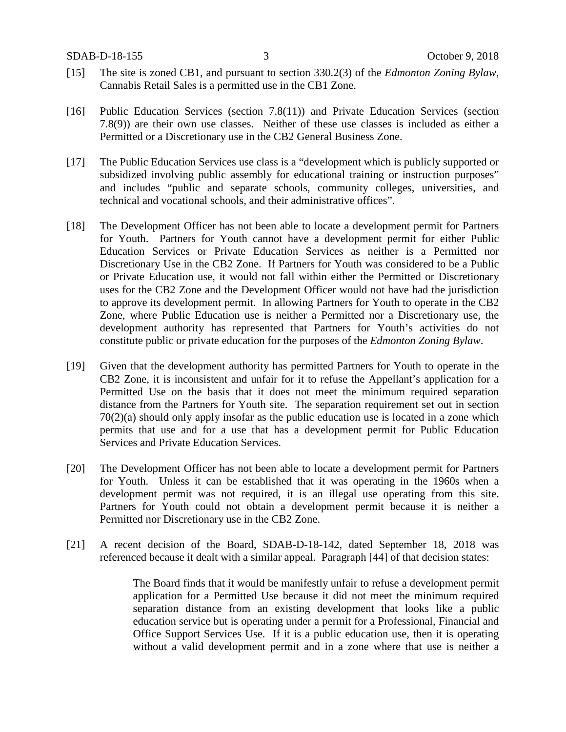[15] The site is zoned CB1, and pursuant to section 330.2(3) of the *Edmonton Zoning Bylaw*, Cannabis Retail Sales is a permitted use in the CB1 Zone.

[16] Public Education Services (section 7.8(11)) and Private Education Services (section 7.8(9)) are their own use classes. Neither of these use classes is included as either a Permitted or a Discretionary use in the CB2 General Business Zone.

[17] The Public Education Services use class is a "development which is publicly supported or subsidized involving public assembly for educational training or instruction purposes" and includes "public and separate schools, community colleges, universities, and technical and vocational schools, and their administrative offices".

[18] The Development Officer has not been able to locate a development permit for Partners for Youth. Partners for Youth cannot have a development permit for either Public Education Services or Private Education Services as neither is a Permitted nor Discretionary Use in the CB2 Zone. If Partners for Youth was considered to be a Public or Private Education use, it would not fall within either the Permitted or Discretionary uses for the CB2 Zone and the Development Officer would not have had the jurisdiction to approve its development permit. In allowing Partners for Youth to operate in the CB2 Zone, where Public Education use is neither a Permitted nor a Discretionary use, the development authority has represented that Partners for Youth's activities do not constitute public or private education for the purposes of the *Edmonton Zoning Bylaw*.

[19] Given that the development authority has permitted Partners for Youth to operate in the CB2 Zone, it is inconsistent and unfair for it to refuse the Appellant's application for a Permitted Use on the basis that it does not meet the minimum required separation distance from the Partners for Youth site. The separation requirement set out in section 70(2)(a) should only apply insofar as the public education use is located in a zone which permits that use and for a use that has a development permit for Public Education Services and Private Education Services.

[20] The Development Officer has not been able to locate a development permit for Partners for Youth. Unless it can be established that it was operating in the 1960s when a development permit was not required, it is an illegal use operating from this site. Partners for Youth could not obtain a development permit because it is neither a Permitted nor Discretionary use in the CB2 Zone.

[21] A recent decision of the Board, SDAB-D-18-142, dated September 18, 2018 was referenced because it dealt with a similar appeal. Paragraph [44] of that decision states:

> The Board finds that it would be manifestly unfair to refuse a development permit application for a Permitted Use because it did not meet the minimum required separation distance from an existing development that looks like a public education service but is operating under a permit for a Professional, Financial and Office Support Services Use. If it is a public education use, then it is operating without a valid development permit and in a zone where that use is neither a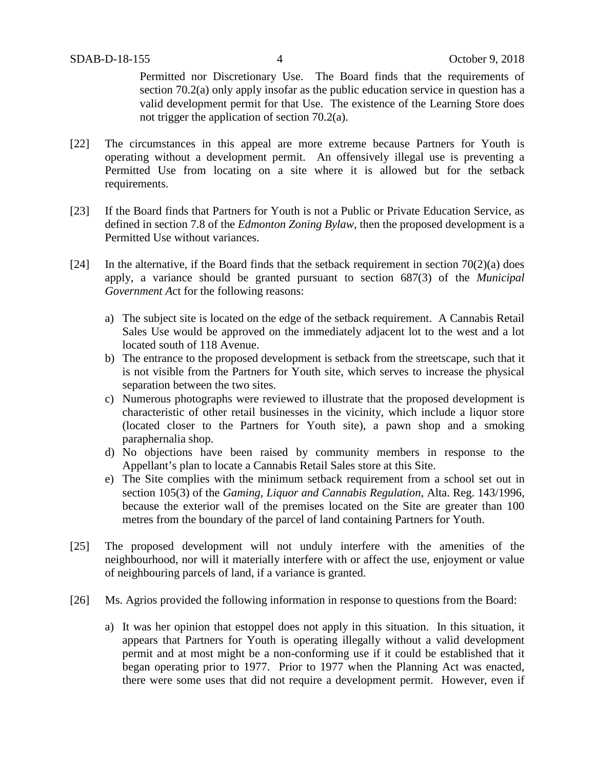Permitted nor Discretionary Use. The Board finds that the requirements of section 70.2(a) only apply insofar as the public education service in question has a valid development permit for that Use. The existence of the Learning Store does not trigger the application of section 70.2(a).

[22] The circumstances in this appeal are more extreme because Partners for Youth is operating without a development permit. An offensively illegal use is preventing a Permitted Use from locating on a site where it is allowed but for the setback requirements.

[23] If the Board finds that Partners for Youth is not a Public or Private Education Service, as defined in section 7.8 of the *Edmonton Zoning Bylaw*, then the proposed development is a Permitted Use without variances.

[24] In the alternative, if the Board finds that the setback requirement in section 70(2)(a) does apply, a variance should be granted pursuant to section 687(3) of the *Municipal Government A*ct for the following reasons:

a) The subject site is located on the edge of the setback requirement. A Cannabis Retail Sales Use would be approved on the immediately adjacent lot to the west and a lot located south of 118 Avenue.
b) The entrance to the proposed development is setback from the streetscape, such that it is not visible from the Partners for Youth site, which serves to increase the physical separation between the two sites.
c) Numerous photographs were reviewed to illustrate that the proposed development is characteristic of other retail businesses in the vicinity, which include a liquor store (located closer to the Partners for Youth site), a pawn shop and a smoking paraphernalia shop.
d) No objections have been raised by community members in response to the Appellant's plan to locate a Cannabis Retail Sales store at this Site.
e) The Site complies with the minimum setback requirement from a school set out in section 105(3) of the *Gaming, Liquor and Cannabis Regulation*, Alta. Reg. 143/1996, because the exterior wall of the premises located on the Site are greater than 100 metres from the boundary of the parcel of land containing Partners for Youth.

[25] The proposed development will not unduly interfere with the amenities of the neighbourhood, nor will it materially interfere with or affect the use, enjoyment or value of neighbouring parcels of land, if a variance is granted.

[26] Ms. Agrios provided the following information in response to questions from the Board:

a) It was her opinion that estoppel does not apply in this situation. In this situation, it appears that Partners for Youth is operating illegally without a valid development permit and at most might be a non-conforming use if it could be established that it began operating prior to 1977. Prior to 1977 when the Planning Act was enacted, there were some uses that did not require a development permit. However, even if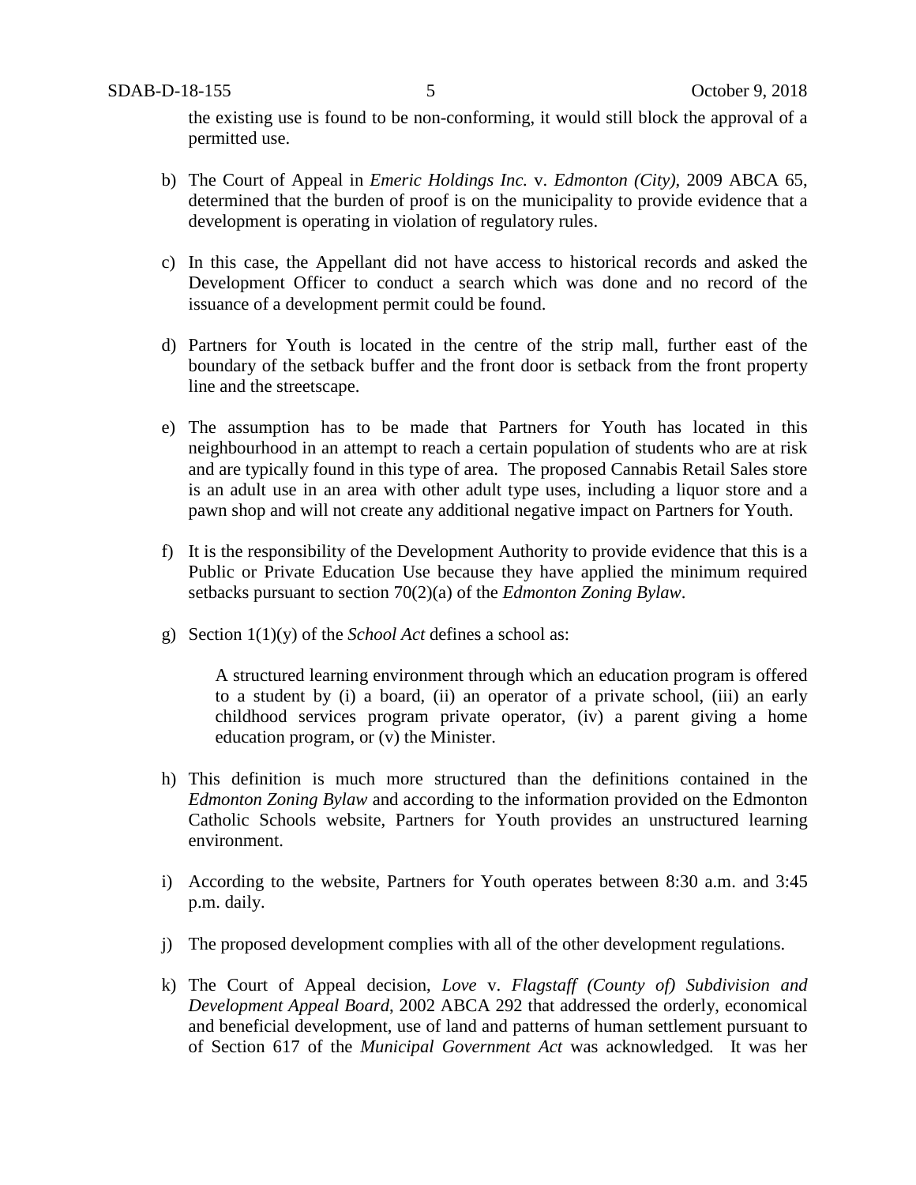the existing use is found to be non-conforming, it would still block the approval of a permitted use.

b) The Court of Appeal in *Emeric Holdings Inc.* v. *Edmonton (City)*, 2009 ABCA 65, determined that the burden of proof is on the municipality to provide evidence that a development is operating in violation of regulatory rules.

c) In this case, the Appellant did not have access to historical records and asked the Development Officer to conduct a search which was done and no record of the issuance of a development permit could be found.

d) Partners for Youth is located in the centre of the strip mall, further east of the boundary of the setback buffer and the front door is setback from the front property line and the streetscape.

e) The assumption has to be made that Partners for Youth has located in this neighbourhood in an attempt to reach a certain population of students who are at risk and are typically found in this type of area. The proposed Cannabis Retail Sales store is an adult use in an area with other adult type uses, including a liquor store and a pawn shop and will not create any additional negative impact on Partners for Youth.

f) It is the responsibility of the Development Authority to provide evidence that this is a Public or Private Education Use because they have applied the minimum required setbacks pursuant to section 70(2)(a) of the *Edmonton Zoning Bylaw*.

g) Section 1(1)(y) of the *School Act* defines a school as:

   A structured learning environment through which an education program is offered to a student by (i) a board, (ii) an operator of a private school, (iii) an early childhood services program private operator, (iv) a parent giving a home education program, or (v) the Minister.

h) This definition is much more structured than the definitions contained in the *Edmonton Zoning Bylaw* and according to the information provided on the Edmonton Catholic Schools website, Partners for Youth provides an unstructured learning environment.

i) According to the website, Partners for Youth operates between 8:30 a.m. and 3:45 p.m. daily.

j) The proposed development complies with all of the other development regulations.

k) The Court of Appeal decision, *Love* v. *Flagstaff (County of) Subdivision and Development Appeal Board*, 2002 ABCA 292 that addressed the orderly, economical and beneficial development, use of land and patterns of human settlement pursuant to of Section 617 of the *Municipal Government Act* was acknowledged*.* It was her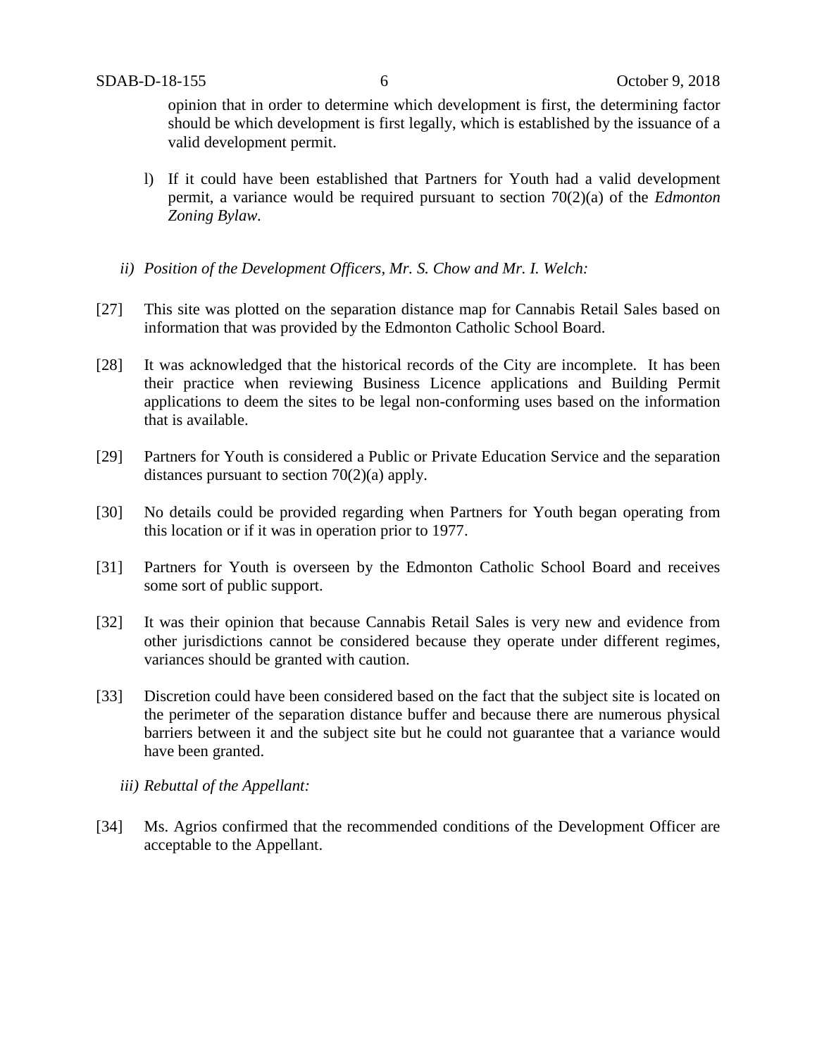opinion that in order to determine which development is first, the determining factor should be which development is first legally, which is established by the issuance of a valid development permit.

l) If it could have been established that Partners for Youth had a valid development permit, a variance would be required pursuant to section 70(2)(a) of the *Edmonton Zoning Bylaw*.

*ii) Position of the Development Officers, Mr. S. Chow and Mr. I. Welch:*

[27] This site was plotted on the separation distance map for Cannabis Retail Sales based on information that was provided by the Edmonton Catholic School Board.

[28] It was acknowledged that the historical records of the City are incomplete. It has been their practice when reviewing Business Licence applications and Building Permit applications to deem the sites to be legal non-conforming uses based on the information that is available.

[29] Partners for Youth is considered a Public or Private Education Service and the separation distances pursuant to section 70(2)(a) apply.

[30] No details could be provided regarding when Partners for Youth began operating from this location or if it was in operation prior to 1977.

[31] Partners for Youth is overseen by the Edmonton Catholic School Board and receives some sort of public support.

[32] It was their opinion that because Cannabis Retail Sales is very new and evidence from other jurisdictions cannot be considered because they operate under different regimes, variances should be granted with caution.

[33] Discretion could have been considered based on the fact that the subject site is located on the perimeter of the separation distance buffer and because there are numerous physical barriers between it and the subject site but he could not guarantee that a variance would have been granted.

*iii) Rebuttal of the Appellant:*

[34] Ms. Agrios confirmed that the recommended conditions of the Development Officer are acceptable to the Appellant.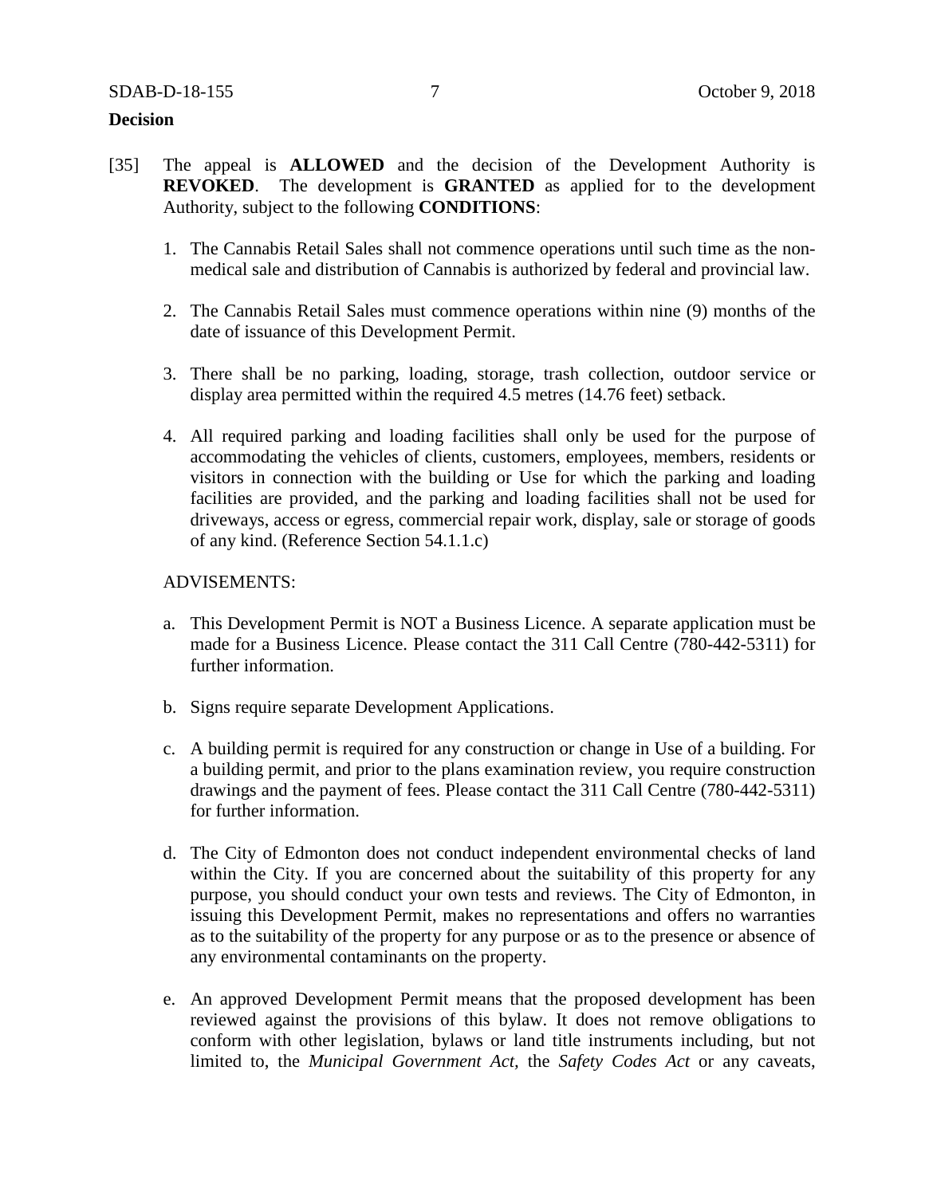**Decision**

[35] The appeal is **ALLOWED** and the decision of the Development Authority is **REVOKED**. The development is **GRANTED** as applied for to the development Authority, subject to the following **CONDITIONS**:

1. The Cannabis Retail Sales shall not commence operations until such time as the non-medical sale and distribution of Cannabis is authorized by federal and provincial law.

2. The Cannabis Retail Sales must commence operations within nine (9) months of the date of issuance of this Development Permit.

3. There shall be no parking, loading, storage, trash collection, outdoor service or display area permitted within the required 4.5 metres (14.76 feet) setback.

4. All required parking and loading facilities shall only be used for the purpose of accommodating the vehicles of clients, customers, employees, members, residents or visitors in connection with the building or Use for which the parking and loading facilities are provided, and the parking and loading facilities shall not be used for driveways, access or egress, commercial repair work, display, sale or storage of goods of any kind. (Reference Section 54.1.1.c)

ADVISEMENTS:

a. This Development Permit is NOT a Business Licence. A separate application must be made for a Business Licence. Please contact the 311 Call Centre (780-442-5311) for further information.

b. Signs require separate Development Applications.

c. A building permit is required for any construction or change in Use of a building. For a building permit, and prior to the plans examination review, you require construction drawings and the payment of fees. Please contact the 311 Call Centre (780-442-5311) for further information.

d. The City of Edmonton does not conduct independent environmental checks of land within the City. If you are concerned about the suitability of this property for any purpose, you should conduct your own tests and reviews. The City of Edmonton, in issuing this Development Permit, makes no representations and offers no warranties as to the suitability of the property for any purpose or as to the presence or absence of any environmental contaminants on the property.

e. An approved Development Permit means that the proposed development has been reviewed against the provisions of this bylaw. It does not remove obligations to conform with other legislation, bylaws or land title instruments including, but not limited to, the *Municipal Government Act*, the *Safety Codes Act* or any caveats,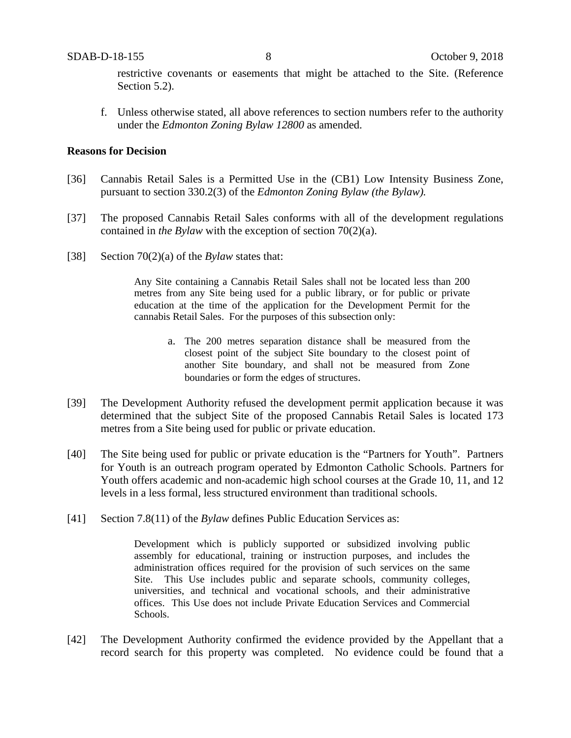restrictive covenants or easements that might be attached to the Site. (Reference Section 5.2).

f. Unless otherwise stated, all above references to section numbers refer to the authority under the *Edmonton Zoning Bylaw 12800* as amended.

**Reasons for Decision**

[36] Cannabis Retail Sales is a Permitted Use in the (CB1) Low Intensity Business Zone, pursuant to section 330.2(3) of the *Edmonton Zoning Bylaw (the Bylaw).*

[37] The proposed Cannabis Retail Sales conforms with all of the development regulations contained in *the Bylaw* with the exception of section 70(2)(a).

[38] Section 70(2)(a) of the *Bylaw* states that:

> Any Site containing a Cannabis Retail Sales shall not be located less than 200 metres from any Site being used for a public library, or for public or private education at the time of the application for the Development Permit for the cannabis Retail Sales. For the purposes of this subsection only:
>
> a. The 200 metres separation distance shall be measured from the closest point of the subject Site boundary to the closest point of another Site boundary, and shall not be measured from Zone boundaries or form the edges of structures.

[39] The Development Authority refused the development permit application because it was determined that the subject Site of the proposed Cannabis Retail Sales is located 173 metres from a Site being used for public or private education.

[40] The Site being used for public or private education is the "Partners for Youth". Partners for Youth is an outreach program operated by Edmonton Catholic Schools. Partners for Youth offers academic and non-academic high school courses at the Grade 10, 11, and 12 levels in a less formal, less structured environment than traditional schools.

[41] Section 7.8(11) of the *Bylaw* defines Public Education Services as:

> Development which is publicly supported or subsidized involving public assembly for educational, training or instruction purposes, and includes the administration offices required for the provision of such services on the same Site. This Use includes public and separate schools, community colleges, universities, and technical and vocational schools, and their administrative offices. This Use does not include Private Education Services and Commercial Schools.

[42] The Development Authority confirmed the evidence provided by the Appellant that a record search for this property was completed. No evidence could be found that a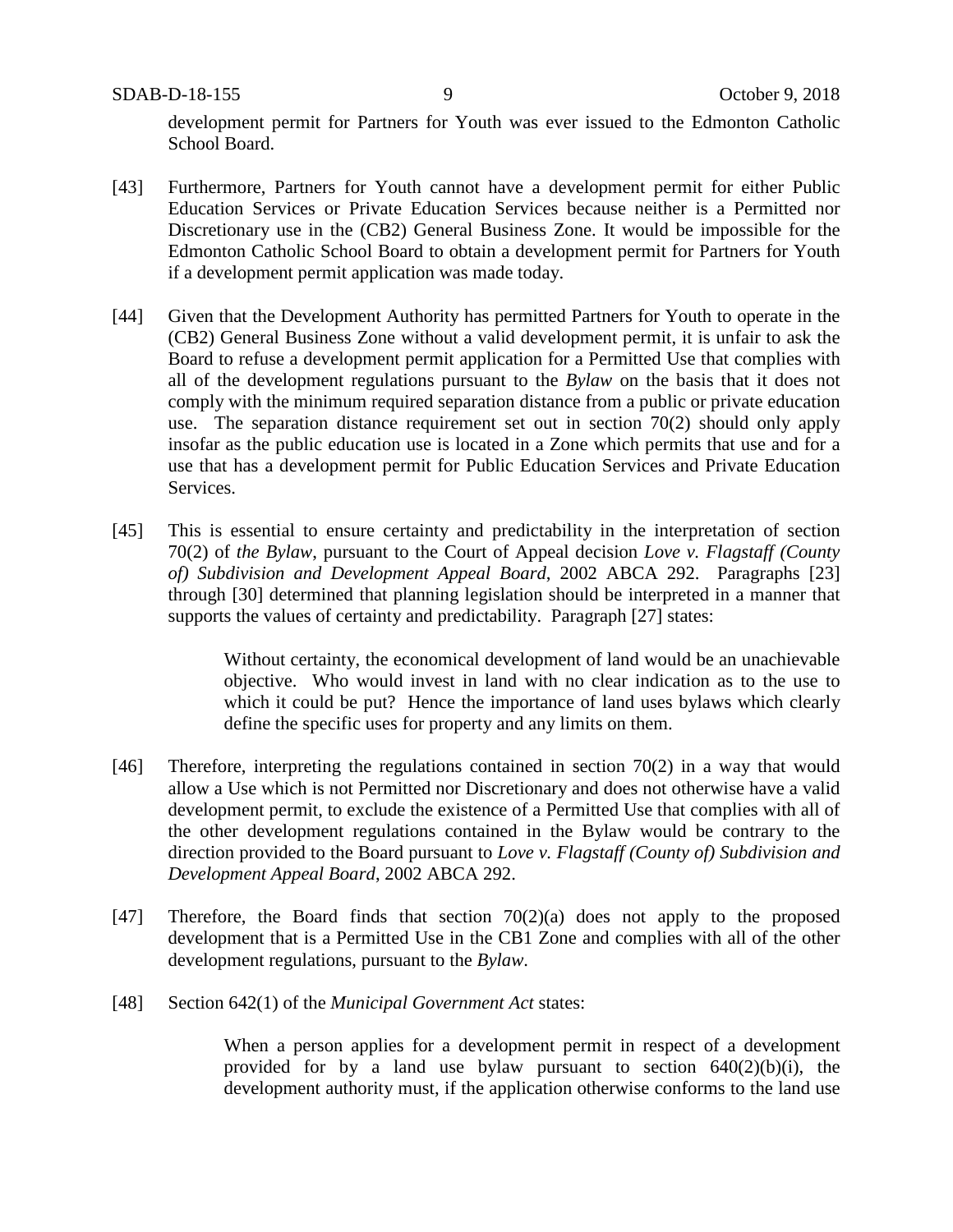development permit for Partners for Youth was ever issued to the Edmonton Catholic School Board.

[43] Furthermore, Partners for Youth cannot have a development permit for either Public Education Services or Private Education Services because neither is a Permitted nor Discretionary use in the (CB2) General Business Zone. It would be impossible for the Edmonton Catholic School Board to obtain a development permit for Partners for Youth if a development permit application was made today.

[44] Given that the Development Authority has permitted Partners for Youth to operate in the (CB2) General Business Zone without a valid development permit, it is unfair to ask the Board to refuse a development permit application for a Permitted Use that complies with all of the development regulations pursuant to the *Bylaw* on the basis that it does not comply with the minimum required separation distance from a public or private education use. The separation distance requirement set out in section 70(2) should only apply insofar as the public education use is located in a Zone which permits that use and for a use that has a development permit for Public Education Services and Private Education Services.

[45] This is essential to ensure certainty and predictability in the interpretation of section 70(2) of *the Bylaw*, pursuant to the Court of Appeal decision *Love v. Flagstaff (County of) Subdivision and Development Appeal Board*, 2002 ABCA 292. Paragraphs [23] through [30] determined that planning legislation should be interpreted in a manner that supports the values of certainty and predictability. Paragraph [27] states:

> Without certainty, the economical development of land would be an unachievable objective. Who would invest in land with no clear indication as to the use to which it could be put? Hence the importance of land uses bylaws which clearly define the specific uses for property and any limits on them.

[46] Therefore, interpreting the regulations contained in section 70(2) in a way that would allow a Use which is not Permitted nor Discretionary and does not otherwise have a valid development permit, to exclude the existence of a Permitted Use that complies with all of the other development regulations contained in the Bylaw would be contrary to the direction provided to the Board pursuant to *Love v. Flagstaff (County of) Subdivision and Development Appeal Board*, 2002 ABCA 292.

[47] Therefore, the Board finds that section 70(2)(a) does not apply to the proposed development that is a Permitted Use in the CB1 Zone and complies with all of the other development regulations, pursuant to the *Bylaw*.

[48] Section 642(1) of the *Municipal Government Act* states:

> When a person applies for a development permit in respect of a development provided for by a land use bylaw pursuant to section 640(2)(b)(i), the development authority must, if the application otherwise conforms to the land use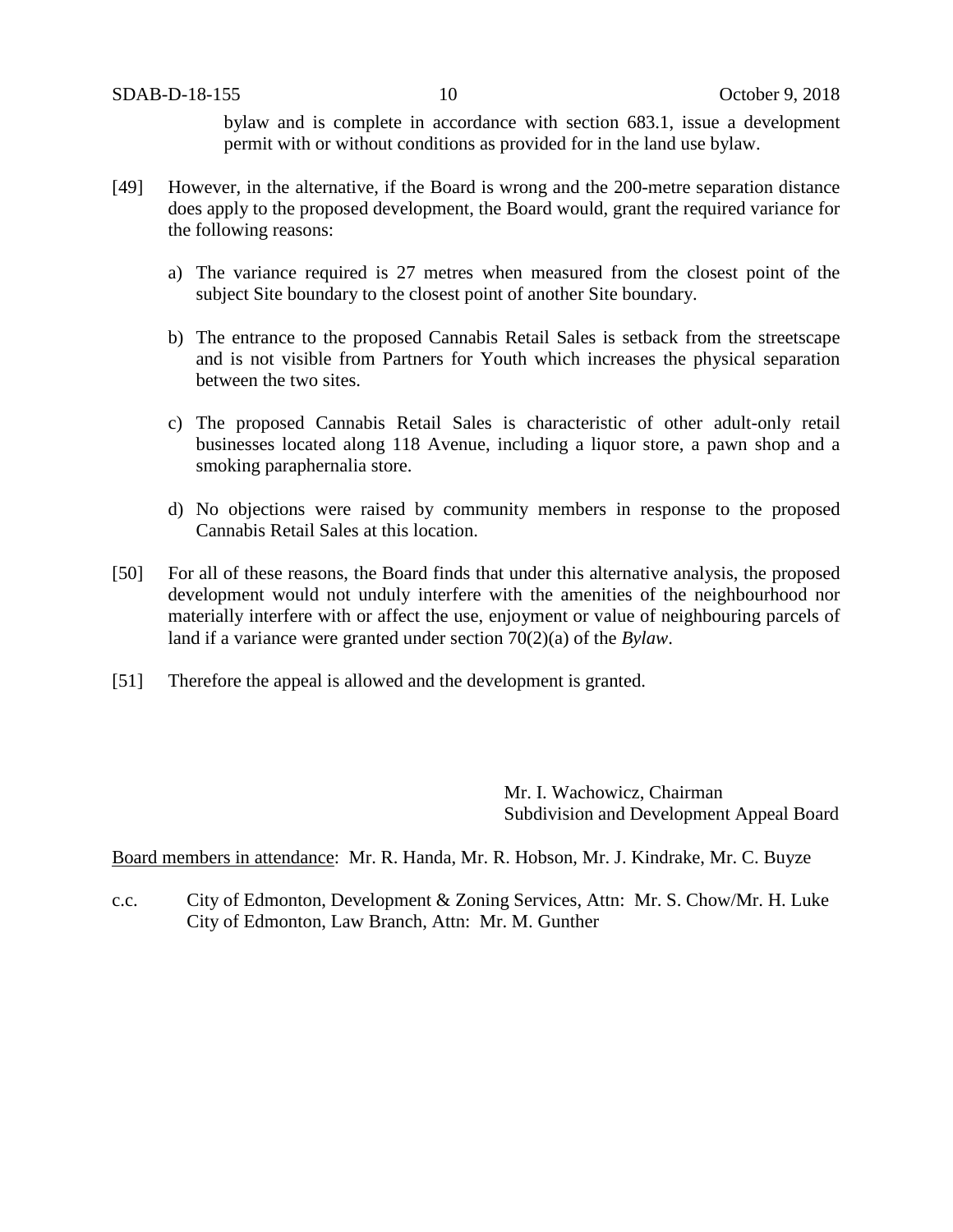bylaw and is complete in accordance with section 683.1, issue a development permit with or without conditions as provided for in the land use bylaw.

[49] However, in the alternative, if the Board is wrong and the 200-metre separation distance does apply to the proposed development, the Board would, grant the required variance for the following reasons:

a) The variance required is 27 metres when measured from the closest point of the subject Site boundary to the closest point of another Site boundary.

b) The entrance to the proposed Cannabis Retail Sales is setback from the streetscape and is not visible from Partners for Youth which increases the physical separation between the two sites.

c) The proposed Cannabis Retail Sales is characteristic of other adult-only retail businesses located along 118 Avenue, including a liquor store, a pawn shop and a smoking paraphernalia store.

d) No objections were raised by community members in response to the proposed Cannabis Retail Sales at this location.

[50] For all of these reasons, the Board finds that under this alternative analysis, the proposed development would not unduly interfere with the amenities of the neighbourhood nor materially interfere with or affect the use, enjoyment or value of neighbouring parcels of land if a variance were granted under section 70(2)(a) of the *Bylaw*.

[51] Therefore the appeal is allowed and the development is granted.

Mr. I. Wachowicz, Chairman
Subdivision and Development Appeal Board

Board members in attendance: Mr. R. Handa, Mr. R. Hobson, Mr. J. Kindrake, Mr. C. Buyze

c.c. City of Edmonton, Development & Zoning Services, Attn: Mr. S. Chow/Mr. H. Luke
City of Edmonton, Law Branch, Attn: Mr. M. Gunther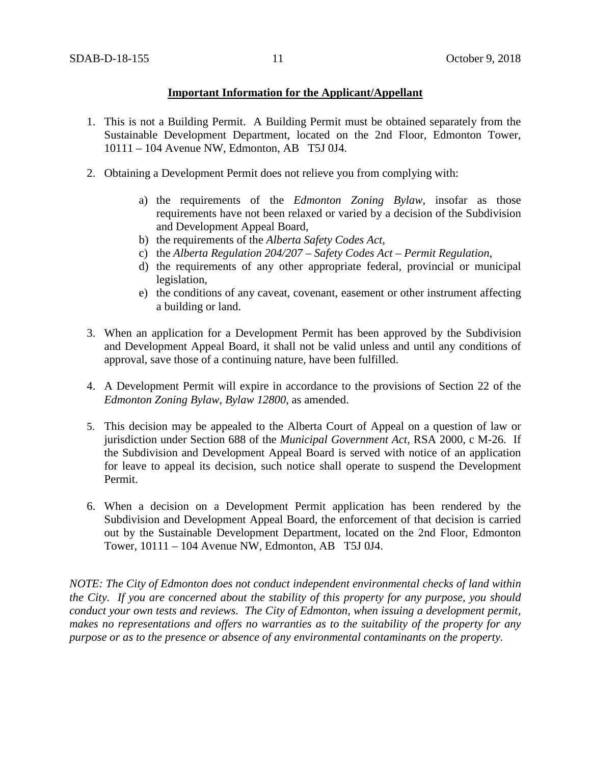**Important Information for the Applicant/Appellant**

1. This is not a Building Permit. A Building Permit must be obtained separately from the Sustainable Development Department, located on the 2nd Floor, Edmonton Tower, 10111 – 104 Avenue NW, Edmonton, AB T5J 0J4.

2. Obtaining a Development Permit does not relieve you from complying with:

   a) the requirements of the *Edmonton Zoning Bylaw*, insofar as those requirements have not been relaxed or varied by a decision of the Subdivision and Development Appeal Board,
   b) the requirements of the *Alberta Safety Codes Act*,
   c) the *Alberta Regulation 204/207 – Safety Codes Act – Permit Regulation*,
   d) the requirements of any other appropriate federal, provincial or municipal legislation,
   e) the conditions of any caveat, covenant, easement or other instrument affecting a building or land.

3. When an application for a Development Permit has been approved by the Subdivision and Development Appeal Board, it shall not be valid unless and until any conditions of approval, save those of a continuing nature, have been fulfilled.

4. A Development Permit will expire in accordance to the provisions of Section 22 of the *Edmonton Zoning Bylaw, Bylaw 12800*, as amended.

5. This decision may be appealed to the Alberta Court of Appeal on a question of law or jurisdiction under Section 688 of the *Municipal Government Act*, RSA 2000, c M-26. If the Subdivision and Development Appeal Board is served with notice of an application for leave to appeal its decision, such notice shall operate to suspend the Development Permit.

6. When a decision on a Development Permit application has been rendered by the Subdivision and Development Appeal Board, the enforcement of that decision is carried out by the Sustainable Development Department, located on the 2nd Floor, Edmonton Tower, 10111 – 104 Avenue NW, Edmonton, AB T5J 0J4.

*NOTE: The City of Edmonton does not conduct independent environmental checks of land within the City. If you are concerned about the stability of this property for any purpose, you should conduct your own tests and reviews. The City of Edmonton, when issuing a development permit, makes no representations and offers no warranties as to the suitability of the property for any purpose or as to the presence or absence of any environmental contaminants on the property.*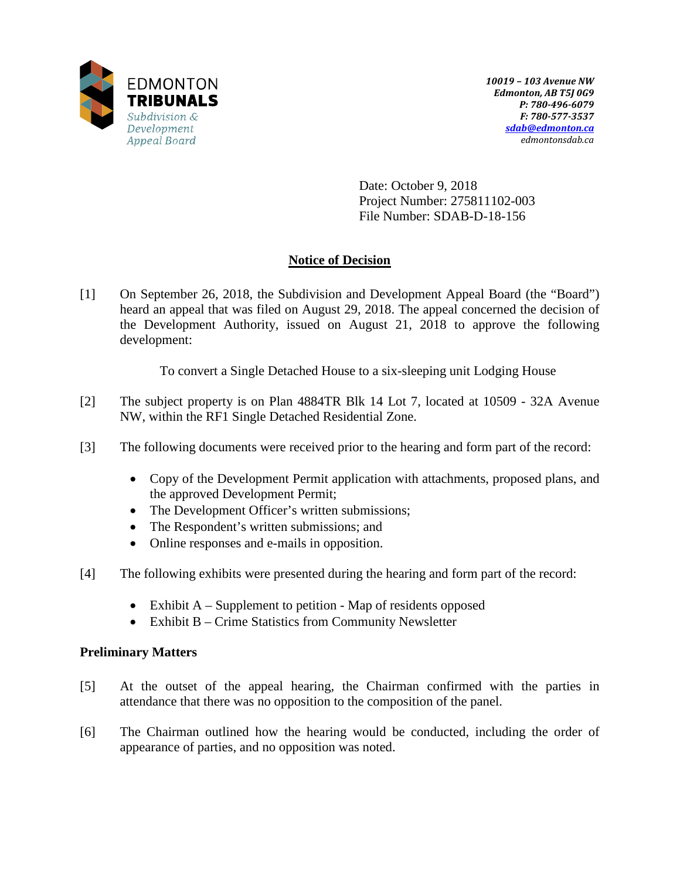EDMONTON
**TRIBUNALS**
*Subdivision & Development Appeal Board*

*10019 – 103 Avenue NW*
*Edmonton, AB T5J 0G9*
*P: 780-496-6079*
*F: 780-577-3537*
*sdab@edmonton.ca*
*edmontonsdab.ca*

Date: October 9, 2018
Project Number: 275811102-003
File Number: SDAB-D-18-156

## Notice of Decision

[1] On September 26, 2018, the Subdivision and Development Appeal Board (the "Board") heard an appeal that was filed on August 29, 2018. The appeal concerned the decision of the Development Authority, issued on August 21, 2018 to approve the following development:

To convert a Single Detached House to a six-sleeping unit Lodging House

[2] The subject property is on Plan 4884TR Blk 14 Lot 7, located at 10509 - 32A Avenue NW, within the RF1 Single Detached Residential Zone.

[3] The following documents were received prior to the hearing and form part of the record:

- Copy of the Development Permit application with attachments, proposed plans, and the approved Development Permit;
- The Development Officer's written submissions;
- The Respondent's written submissions; and
- Online responses and e-mails in opposition.

[4] The following exhibits were presented during the hearing and form part of the record:

- Exhibit A – Supplement to petition - Map of residents opposed
- Exhibit B – Crime Statistics from Community Newsletter

### Preliminary Matters

[5] At the outset of the appeal hearing, the Chairman confirmed with the parties in attendance that there was no opposition to the composition of the panel.

[6] The Chairman outlined how the hearing would be conducted, including the order of appearance of parties, and no opposition was noted.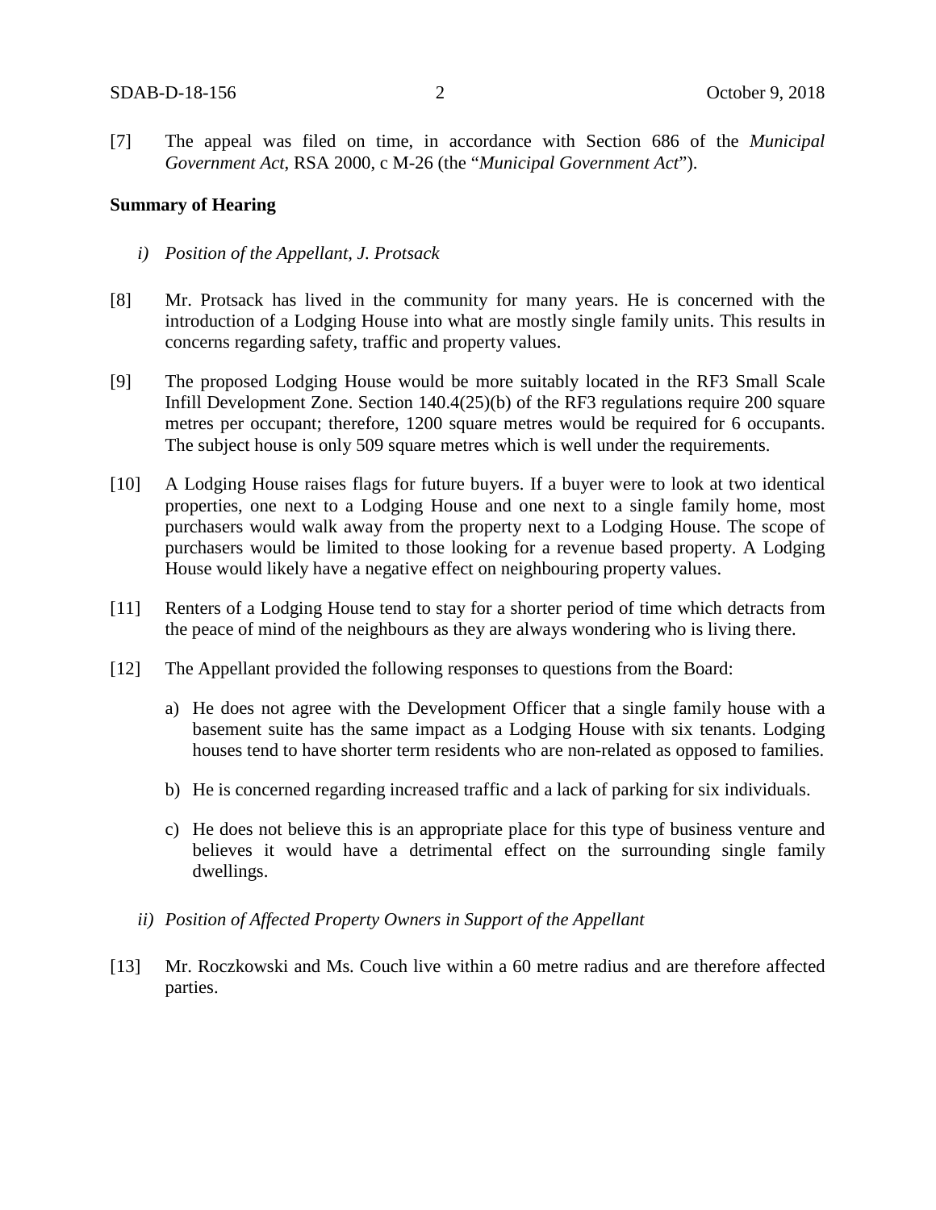[7] The appeal was filed on time, in accordance with Section 686 of the *Municipal Government Act*, RSA 2000, c M-26 (the "*Municipal Government Act*").

**Summary of Hearing**

*i) Position of the Appellant, J. Protsack*

[8] Mr. Protsack has lived in the community for many years. He is concerned with the introduction of a Lodging House into what are mostly single family units. This results in concerns regarding safety, traffic and property values.

[9] The proposed Lodging House would be more suitably located in the RF3 Small Scale Infill Development Zone. Section 140.4(25)(b) of the RF3 regulations require 200 square metres per occupant; therefore, 1200 square metres would be required for 6 occupants. The subject house is only 509 square metres which is well under the requirements.

[10] A Lodging House raises flags for future buyers. If a buyer were to look at two identical properties, one next to a Lodging House and one next to a single family home, most purchasers would walk away from the property next to a Lodging House. The scope of purchasers would be limited to those looking for a revenue based property. A Lodging House would likely have a negative effect on neighbouring property values.

[11] Renters of a Lodging House tend to stay for a shorter period of time which detracts from the peace of mind of the neighbours as they are always wondering who is living there.

[12] The Appellant provided the following responses to questions from the Board:

a) He does not agree with the Development Officer that a single family house with a basement suite has the same impact as a Lodging House with six tenants. Lodging houses tend to have shorter term residents who are non-related as opposed to families.

b) He is concerned regarding increased traffic and a lack of parking for six individuals.

c) He does not believe this is an appropriate place for this type of business venture and believes it would have a detrimental effect on the surrounding single family dwellings.

*ii) Position of Affected Property Owners in Support of the Appellant*

[13] Mr. Roczkowski and Ms. Couch live within a 60 metre radius and are therefore affected parties.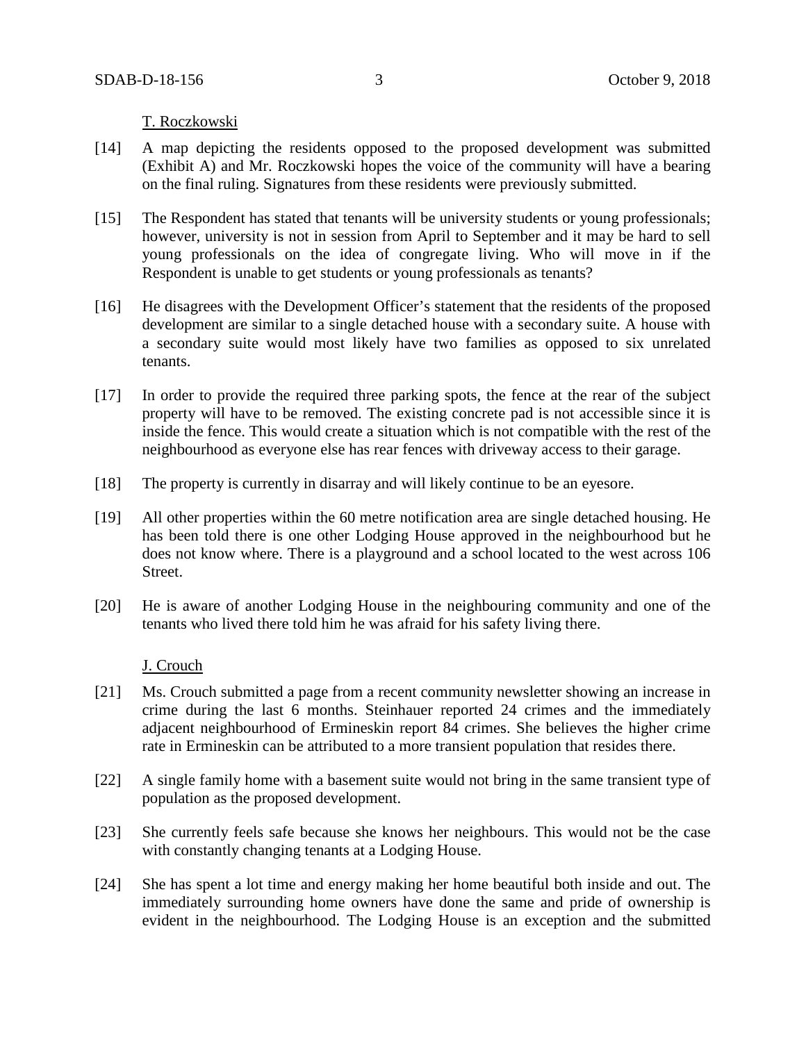T. Roczkowski

[14] A map depicting the residents opposed to the proposed development was submitted (Exhibit A) and Mr. Roczkowski hopes the voice of the community will have a bearing on the final ruling. Signatures from these residents were previously submitted.

[15] The Respondent has stated that tenants will be university students or young professionals; however, university is not in session from April to September and it may be hard to sell young professionals on the idea of congregate living. Who will move in if the Respondent is unable to get students or young professionals as tenants?

[16] He disagrees with the Development Officer's statement that the residents of the proposed development are similar to a single detached house with a secondary suite. A house with a secondary suite would most likely have two families as opposed to six unrelated tenants.

[17] In order to provide the required three parking spots, the fence at the rear of the subject property will have to be removed. The existing concrete pad is not accessible since it is inside the fence. This would create a situation which is not compatible with the rest of the neighbourhood as everyone else has rear fences with driveway access to their garage.

[18] The property is currently in disarray and will likely continue to be an eyesore.

[19] All other properties within the 60 metre notification area are single detached housing. He has been told there is one other Lodging House approved in the neighbourhood but he does not know where. There is a playground and a school located to the west across 106 Street.

[20] He is aware of another Lodging House in the neighbouring community and one of the tenants who lived there told him he was afraid for his safety living there.

J. Crouch

[21] Ms. Crouch submitted a page from a recent community newsletter showing an increase in crime during the last 6 months. Steinhauer reported 24 crimes and the immediately adjacent neighbourhood of Ermineskin report 84 crimes. She believes the higher crime rate in Ermineskin can be attributed to a more transient population that resides there.

[22] A single family home with a basement suite would not bring in the same transient type of population as the proposed development.

[23] She currently feels safe because she knows her neighbours. This would not be the case with constantly changing tenants at a Lodging House.

[24] She has spent a lot time and energy making her home beautiful both inside and out. The immediately surrounding home owners have done the same and pride of ownership is evident in the neighbourhood. The Lodging House is an exception and the submitted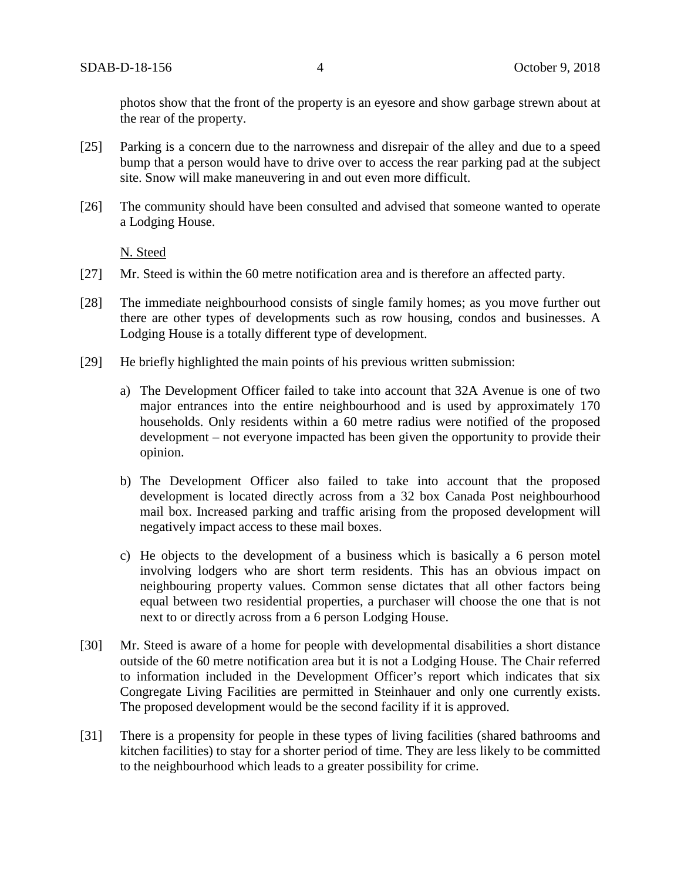photos show that the front of the property is an eyesore and show garbage strewn about at the rear of the property.

[25] Parking is a concern due to the narrowness and disrepair of the alley and due to a speed bump that a person would have to drive over to access the rear parking pad at the subject site. Snow will make maneuvering in and out even more difficult.

[26] The community should have been consulted and advised that someone wanted to operate a Lodging House.

N. Steed

[27] Mr. Steed is within the 60 metre notification area and is therefore an affected party.

[28] The immediate neighbourhood consists of single family homes; as you move further out there are other types of developments such as row housing, condos and businesses. A Lodging House is a totally different type of development.

[29] He briefly highlighted the main points of his previous written submission:

a) The Development Officer failed to take into account that 32A Avenue is one of two major entrances into the entire neighbourhood and is used by approximately 170 households. Only residents within a 60 metre radius were notified of the proposed development – not everyone impacted has been given the opportunity to provide their opinion.

b) The Development Officer also failed to take into account that the proposed development is located directly across from a 32 box Canada Post neighbourhood mail box. Increased parking and traffic arising from the proposed development will negatively impact access to these mail boxes.

c) He objects to the development of a business which is basically a 6 person motel involving lodgers who are short term residents. This has an obvious impact on neighbouring property values. Common sense dictates that all other factors being equal between two residential properties, a purchaser will choose the one that is not next to or directly across from a 6 person Lodging House.

[30] Mr. Steed is aware of a home for people with developmental disabilities a short distance outside of the 60 metre notification area but it is not a Lodging House. The Chair referred to information included in the Development Officer's report which indicates that six Congregate Living Facilities are permitted in Steinhauer and only one currently exists. The proposed development would be the second facility if it is approved.

[31] There is a propensity for people in these types of living facilities (shared bathrooms and kitchen facilities) to stay for a shorter period of time. They are less likely to be committed to the neighbourhood which leads to a greater possibility for crime.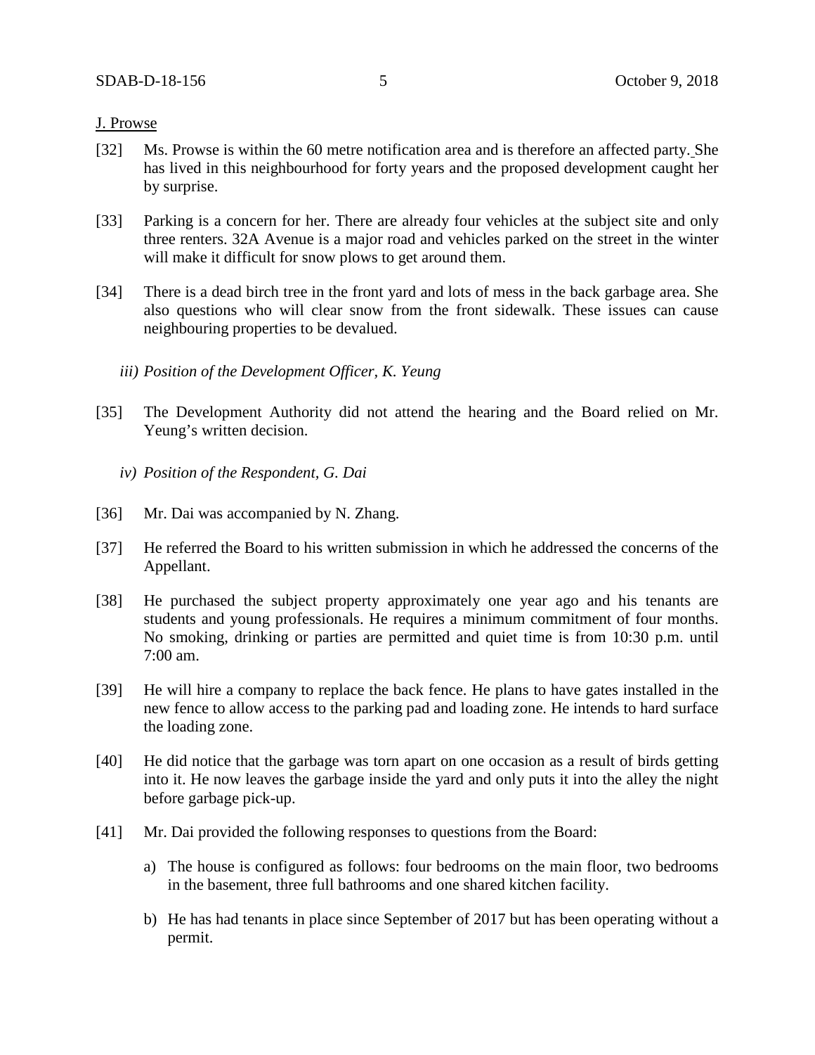J. Prowse

[32] Ms. Prowse is within the 60 metre notification area and is therefore an affected party. She has lived in this neighbourhood for forty years and the proposed development caught her by surprise.

[33] Parking is a concern for her. There are already four vehicles at the subject site and only three renters. 32A Avenue is a major road and vehicles parked on the street in the winter will make it difficult for snow plows to get around them.

[34] There is a dead birch tree in the front yard and lots of mess in the back garbage area. She also questions who will clear snow from the front sidewalk. These issues can cause neighbouring properties to be devalued.

*iii) Position of the Development Officer, K. Yeung*

[35] The Development Authority did not attend the hearing and the Board relied on Mr. Yeung's written decision.

*iv) Position of the Respondent, G. Dai*

[36] Mr. Dai was accompanied by N. Zhang.

[37] He referred the Board to his written submission in which he addressed the concerns of the Appellant.

[38] He purchased the subject property approximately one year ago and his tenants are students and young professionals. He requires a minimum commitment of four months. No smoking, drinking or parties are permitted and quiet time is from 10:30 p.m. until 7:00 am.

[39] He will hire a company to replace the back fence. He plans to have gates installed in the new fence to allow access to the parking pad and loading zone. He intends to hard surface the loading zone.

[40] He did notice that the garbage was torn apart on one occasion as a result of birds getting into it. He now leaves the garbage inside the yard and only puts it into the alley the night before garbage pick-up.

[41] Mr. Dai provided the following responses to questions from the Board:

a) The house is configured as follows: four bedrooms on the main floor, two bedrooms in the basement, three full bathrooms and one shared kitchen facility.

b) He has had tenants in place since September of 2017 but has been operating without a permit.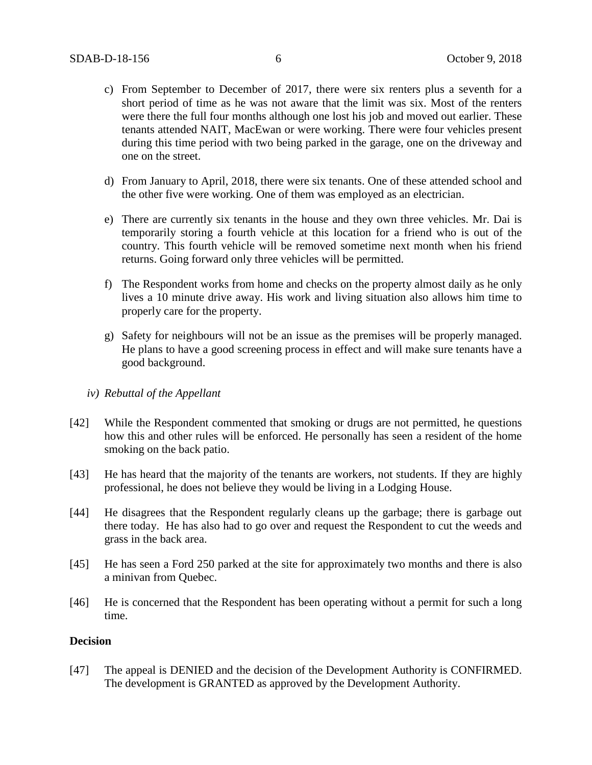c) From September to December of 2017, there were six renters plus a seventh for a short period of time as he was not aware that the limit was six. Most of the renters were there the full four months although one lost his job and moved out earlier. These tenants attended NAIT, MacEwan or were working. There were four vehicles present during this time period with two being parked in the garage, one on the driveway and one on the street.

d) From January to April, 2018, there were six tenants. One of these attended school and the other five were working. One of them was employed as an electrician.

e) There are currently six tenants in the house and they own three vehicles. Mr. Dai is temporarily storing a fourth vehicle at this location for a friend who is out of the country. This fourth vehicle will be removed sometime next month when his friend returns. Going forward only three vehicles will be permitted.

f) The Respondent works from home and checks on the property almost daily as he only lives a 10 minute drive away. His work and living situation also allows him time to properly care for the property.

g) Safety for neighbours will not be an issue as the premises will be properly managed. He plans to have a good screening process in effect and will make sure tenants have a good background.

*iv) Rebuttal of the Appellant*

[42] While the Respondent commented that smoking or drugs are not permitted, he questions how this and other rules will be enforced. He personally has seen a resident of the home smoking on the back patio.

[43] He has heard that the majority of the tenants are workers, not students. If they are highly professional, he does not believe they would be living in a Lodging House.

[44] He disagrees that the Respondent regularly cleans up the garbage; there is garbage out there today. He has also had to go over and request the Respondent to cut the weeds and grass in the back area.

[45] He has seen a Ford 250 parked at the site for approximately two months and there is also a minivan from Quebec.

[46] He is concerned that the Respondent has been operating without a permit for such a long time.

**Decision**

[47] The appeal is DENIED and the decision of the Development Authority is CONFIRMED. The development is GRANTED as approved by the Development Authority.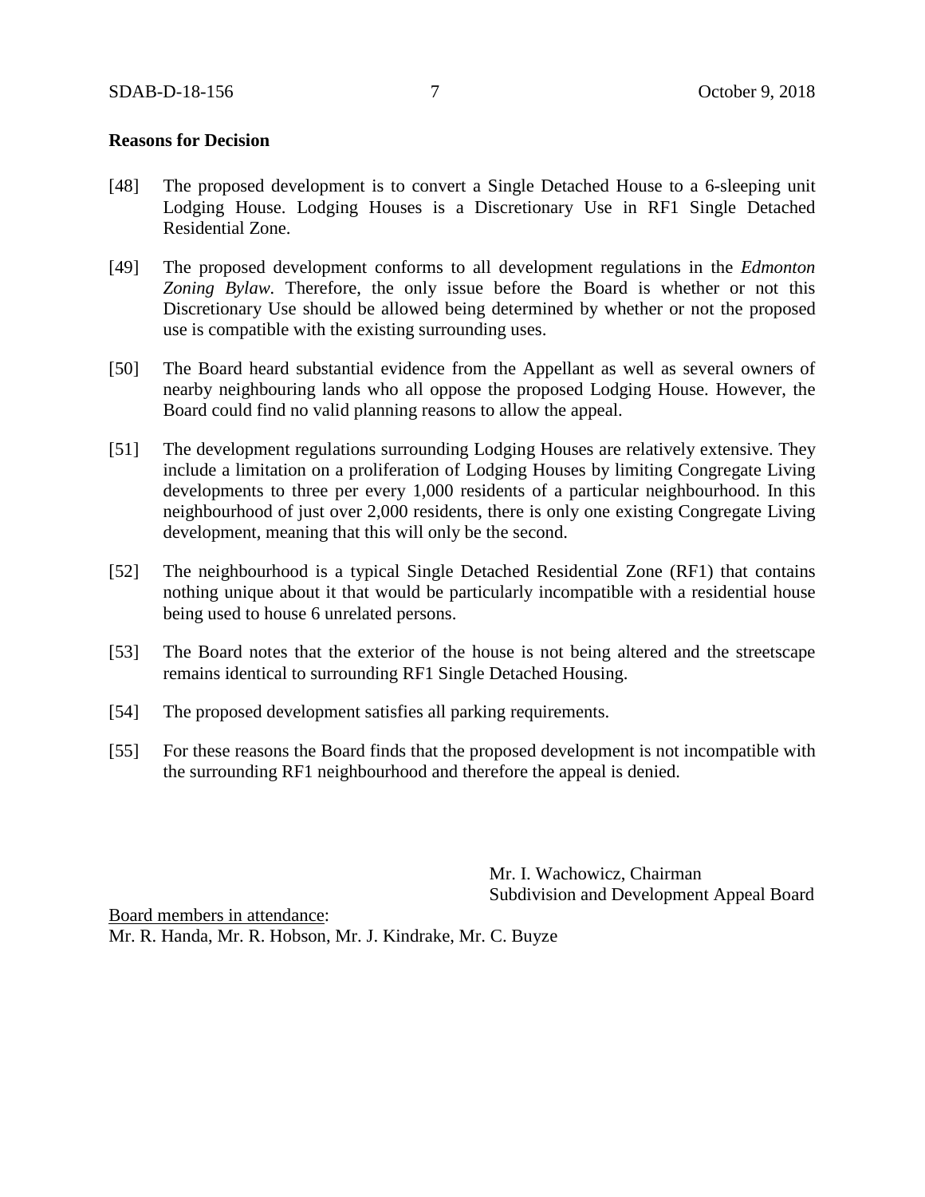**Reasons for Decision**

[48] The proposed development is to convert a Single Detached House to a 6-sleeping unit Lodging House. Lodging Houses is a Discretionary Use in RF1 Single Detached Residential Zone.

[49] The proposed development conforms to all development regulations in the *Edmonton Zoning Bylaw*. Therefore, the only issue before the Board is whether or not this Discretionary Use should be allowed being determined by whether or not the proposed use is compatible with the existing surrounding uses.

[50] The Board heard substantial evidence from the Appellant as well as several owners of nearby neighbouring lands who all oppose the proposed Lodging House. However, the Board could find no valid planning reasons to allow the appeal.

[51] The development regulations surrounding Lodging Houses are relatively extensive. They include a limitation on a proliferation of Lodging Houses by limiting Congregate Living developments to three per every 1,000 residents of a particular neighbourhood. In this neighbourhood of just over 2,000 residents, there is only one existing Congregate Living development, meaning that this will only be the second.

[52] The neighbourhood is a typical Single Detached Residential Zone (RF1) that contains nothing unique about it that would be particularly incompatible with a residential house being used to house 6 unrelated persons.

[53] The Board notes that the exterior of the house is not being altered and the streetscape remains identical to surrounding RF1 Single Detached Housing.

[54] The proposed development satisfies all parking requirements.

[55] For these reasons the Board finds that the proposed development is not incompatible with the surrounding RF1 neighbourhood and therefore the appeal is denied.

Mr. I. Wachowicz, Chairman
Subdivision and Development Appeal Board

Board members in attendance:
Mr. R. Handa, Mr. R. Hobson, Mr. J. Kindrake, Mr. C. Buyze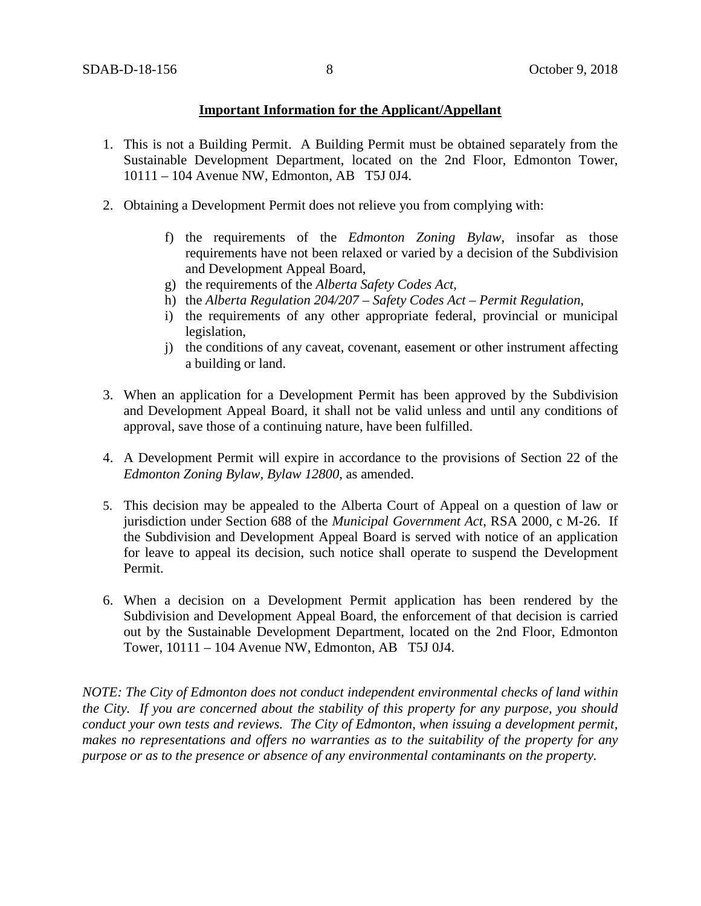**Important Information for the Applicant/Appellant**

1. This is not a Building Permit. A Building Permit must be obtained separately from the Sustainable Development Department, located on the 2nd Floor, Edmonton Tower, 10111 – 104 Avenue NW, Edmonton, AB T5J 0J4.

2. Obtaining a Development Permit does not relieve you from complying with:

   f) the requirements of the *Edmonton Zoning Bylaw*, insofar as those requirements have not been relaxed or varied by a decision of the Subdivision and Development Appeal Board,
   
   g) the requirements of the *Alberta Safety Codes Act*,
   
   h) the *Alberta Regulation 204/207 – Safety Codes Act – Permit Regulation*,
   
   i) the requirements of any other appropriate federal, provincial or municipal legislation,
   
   j) the conditions of any caveat, covenant, easement or other instrument affecting a building or land.

3. When an application for a Development Permit has been approved by the Subdivision and Development Appeal Board, it shall not be valid unless and until any conditions of approval, save those of a continuing nature, have been fulfilled.

4. A Development Permit will expire in accordance to the provisions of Section 22 of the *Edmonton Zoning Bylaw, Bylaw 12800*, as amended.

5. This decision may be appealed to the Alberta Court of Appeal on a question of law or jurisdiction under Section 688 of the *Municipal Government Act*, RSA 2000, c M-26. If the Subdivision and Development Appeal Board is served with notice of an application for leave to appeal its decision, such notice shall operate to suspend the Development Permit.

6. When a decision on a Development Permit application has been rendered by the Subdivision and Development Appeal Board, the enforcement of that decision is carried out by the Sustainable Development Department, located on the 2nd Floor, Edmonton Tower, 10111 – 104 Avenue NW, Edmonton, AB T5J 0J4.

*NOTE: The City of Edmonton does not conduct independent environmental checks of land within the City. If you are concerned about the stability of this property for any purpose, you should conduct your own tests and reviews. The City of Edmonton, when issuing a development permit, makes no representations and offers no warranties as to the suitability of the property for any purpose or as to the presence or absence of any environmental contaminants on the property.*